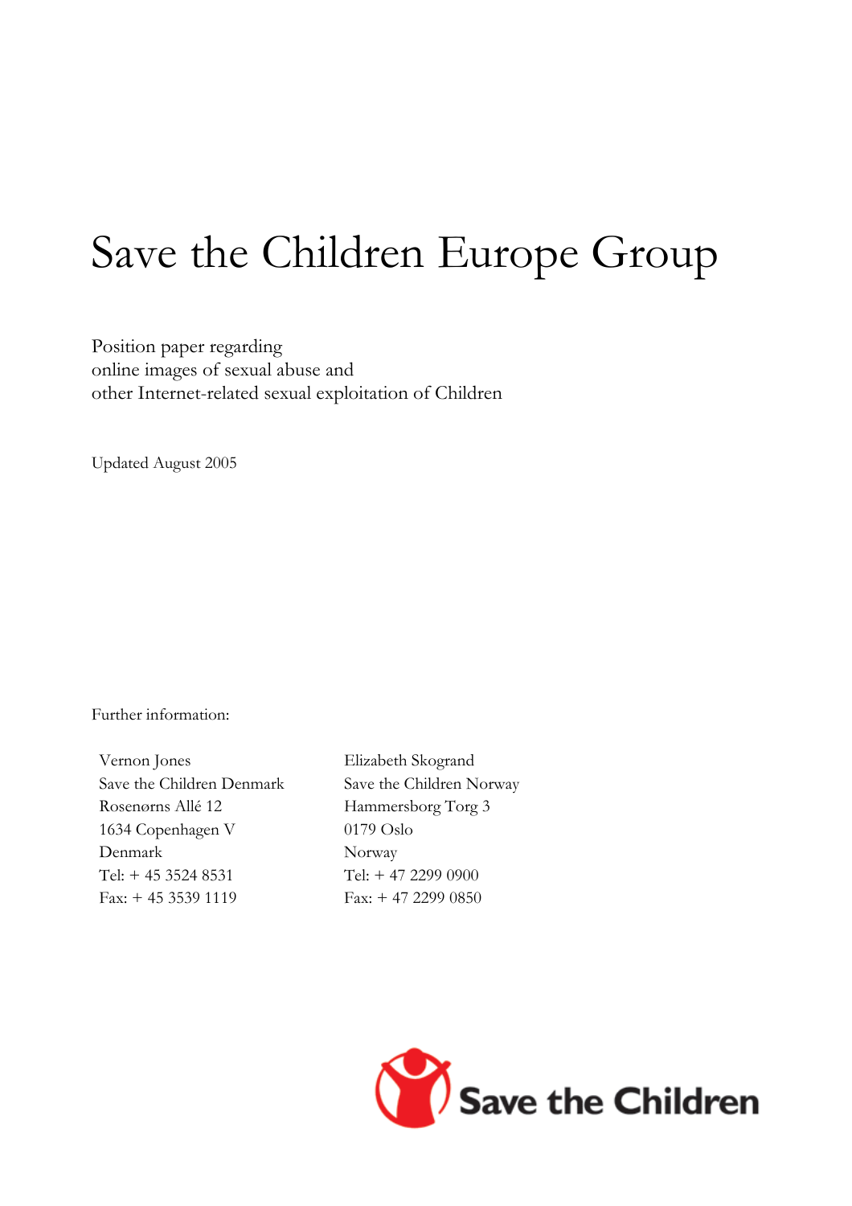# Save the Children Europe Group

Position paper regarding
online images of sexual abuse and
other Internet-related sexual exploitation of Children

Updated August 2005

Further information:

Vernon Jones
Save the Children Denmark
Rosenørns Allé 12
1634 Copenhagen V
Denmark
Tel: + 45 3524 8531
Fax: + 45 3539 1119

Elizabeth Skogrand
Save the Children Norway
Hammersborg Torg 3
0179 Oslo
Norway
Tel: + 47 2299 0900
Fax: + 47 2299 0850

Save the Children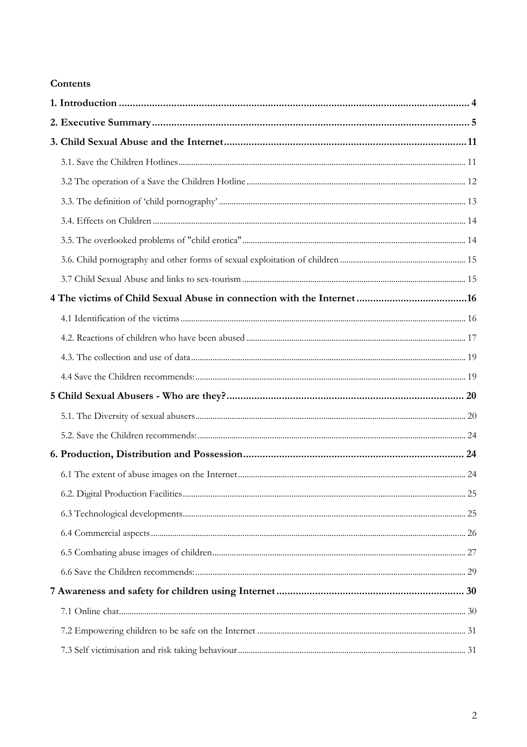**Contents**

**1. Introduction** .......... **4**

**2. Executive Summary** .......... **5**

**3. Child Sexual Abuse and the Internet** .......... **11**

3.1. Save the Children Hotlines .......... 11

3.2 The operation of a Save the Children Hotline .......... 12

3.3. The definition of 'child pornography' .......... 13

3.4. Effects on Children .......... 14

3.5. The overlooked problems of "child erotica" .......... 14

3.6. Child pornography and other forms of sexual exploitation of children .......... 15

3.7 Child Sexual Abuse and links to sex-tourism .......... 15

**4 The victims of Child Sexual Abuse in connection with the Internet** .......... **16**

4.1 Identification of the victims .......... 16

4.2. Reactions of children who have been abused .......... 17

4.3. The collection and use of data .......... 19

4.4 Save the Children recommends: .......... 19

**5 Child Sexual Abusers - Who are they?** .......... **20**

5.1. The Diversity of sexual abusers .......... 20

5.2. Save the Children recommends: .......... 24

**6. Production, Distribution and Possession** .......... **24**

6.1 The extent of abuse images on the Internet .......... 24

6.2. Digital Production Facilities .......... 25

6.3 Technological developments .......... 25

6.4 Commercial aspects .......... 26

6.5 Combating abuse images of children .......... 27

6.6 Save the Children recommends: .......... 29

**7 Awareness and safety for children using Internet** .......... **30**

7.1 Online chat .......... 30

7.2 Empowering children to be safe on the Internet .......... 31

7.3 Self victimisation and risk taking behaviour .......... 31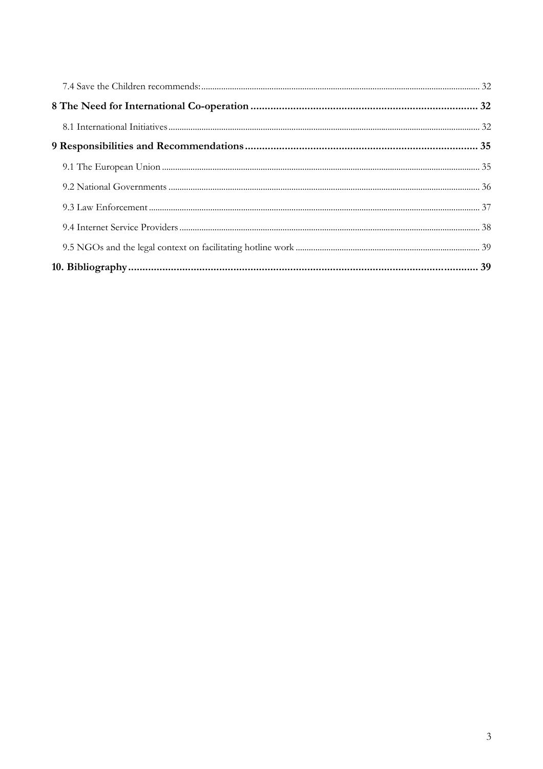7.4 Save the Children recommends: 32

**8 The Need for International Co-operation 32**

8.1 International Initiatives 32

**9 Responsibilities and Recommendations 35**

9.1 The European Union 35

9.2 National Governments 36

9.3 Law Enforcement 37

9.4 Internet Service Providers 38

9.5 NGOs and the legal context on facilitating hotline work 39

**10. Bibliography 39**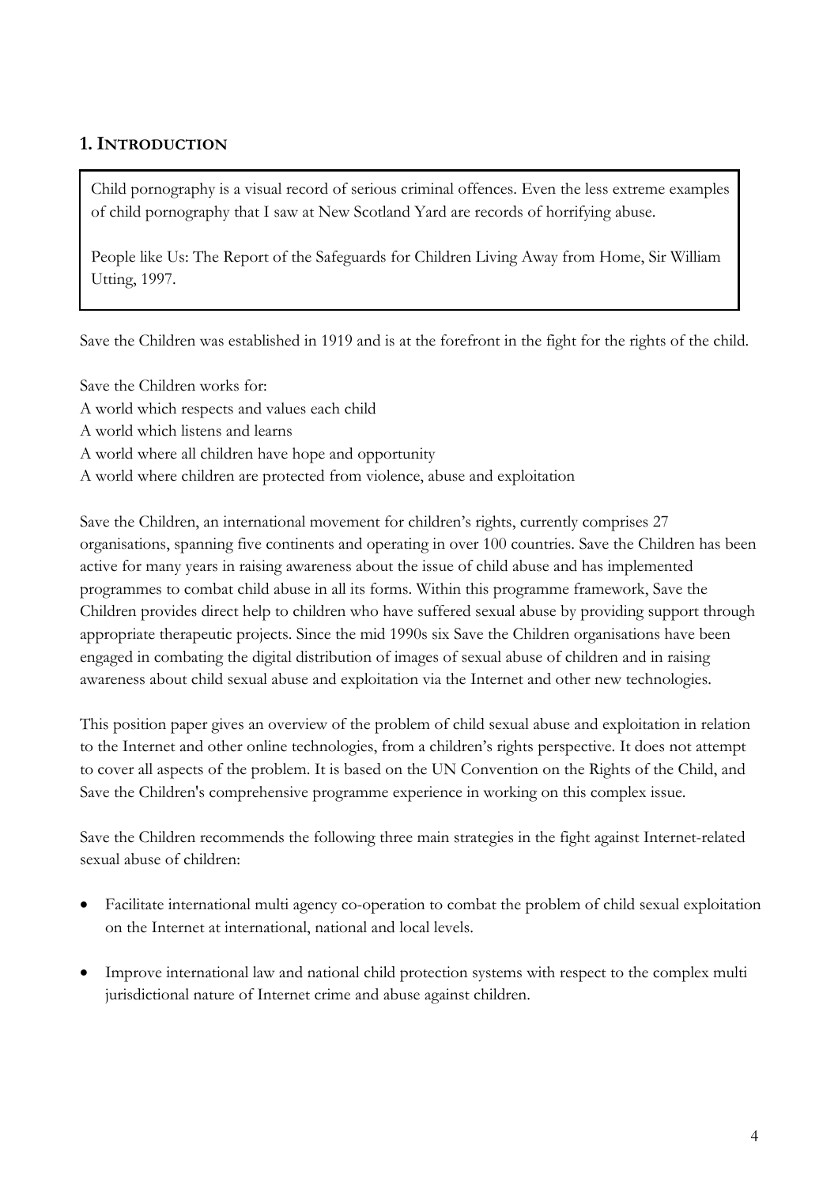## 1. INTRODUCTION

> Child pornography is a visual record of serious criminal offences. Even the less extreme examples of child pornography that I saw at New Scotland Yard are records of horrifying abuse.
>
> People like Us: The Report of the Safeguards for Children Living Away from Home, Sir William Utting, 1997.

Save the Children was established in 1919 and is at the forefront in the fight for the rights of the child.

Save the Children works for:
A world which respects and values each child
A world which listens and learns
A world where all children have hope and opportunity
A world where children are protected from violence, abuse and exploitation

Save the Children, an international movement for children's rights, currently comprises 27 organisations, spanning five continents and operating in over 100 countries. Save the Children has been active for many years in raising awareness about the issue of child abuse and has implemented programmes to combat child abuse in all its forms. Within this programme framework, Save the Children provides direct help to children who have suffered sexual abuse by providing support through appropriate therapeutic projects. Since the mid 1990s six Save the Children organisations have been engaged in combating the digital distribution of images of sexual abuse of children and in raising awareness about child sexual abuse and exploitation via the Internet and other new technologies.

This position paper gives an overview of the problem of child sexual abuse and exploitation in relation to the Internet and other online technologies, from a children's rights perspective. It does not attempt to cover all aspects of the problem. It is based on the UN Convention on the Rights of the Child, and Save the Children's comprehensive programme experience in working on this complex issue.

Save the Children recommends the following three main strategies in the fight against Internet-related sexual abuse of children:

- Facilitate international multi agency co-operation to combat the problem of child sexual exploitation on the Internet at international, national and local levels.
- Improve international law and national child protection systems with respect to the complex multi jurisdictional nature of Internet crime and abuse against children.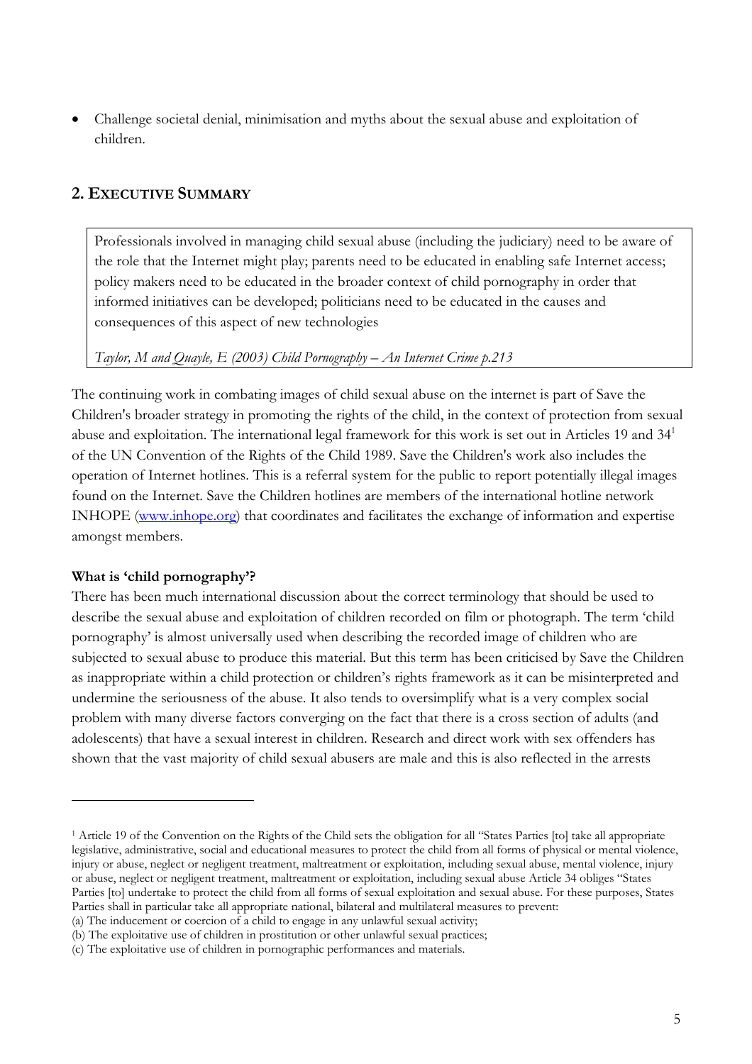- Challenge societal denial, minimisation and myths about the sexual abuse and exploitation of children.

## 2. EXECUTIVE SUMMARY

> Professionals involved in managing child sexual abuse (including the judiciary) need to be aware of the role that the Internet might play; parents need to be educated in enabling safe Internet access; policy makers need to be educated in the broader context of child pornography in order that informed initiatives can be developed; politicians need to be educated in the causes and consequences of this aspect of new technologies
>
> *Taylor, M and Quayle, E (2003) Child Pornography – An Internet Crime p.213*

The continuing work in combating images of child sexual abuse on the internet is part of Save the Children's broader strategy in promoting the rights of the child, in the context of protection from sexual abuse and exploitation. The international legal framework for this work is set out in Articles 19 and 34[1] of the UN Convention of the Rights of the Child 1989. Save the Children's work also includes the operation of Internet hotlines. This is a referral system for the public to report potentially illegal images found on the Internet. Save the Children hotlines are members of the international hotline network INHOPE (www.inhope.org) that coordinates and facilitates the exchange of information and expertise amongst members.

**What is 'child pornography'?**

There has been much international discussion about the correct terminology that should be used to describe the sexual abuse and exploitation of children recorded on film or photograph. The term 'child pornography' is almost universally used when describing the recorded image of children who are subjected to sexual abuse to produce this material. But this term has been criticised by Save the Children as inappropriate within a child protection or children's rights framework as it can be misinterpreted and undermine the seriousness of the abuse. It also tends to oversimplify what is a very complex social problem with many diverse factors converging on the fact that there is a cross section of adults (and adolescents) that have a sexual interest in children. Research and direct work with sex offenders has shown that the vast majority of child sexual abusers are male and this is also reflected in the arrests

---

[1] Article 19 of the Convention on the Rights of the Child sets the obligation for all "States Parties [to] take all appropriate legislative, administrative, social and educational measures to protect the child from all forms of physical or mental violence, injury or abuse, neglect or negligent treatment, maltreatment or exploitation, including sexual abuse, mental violence, injury or abuse, neglect or negligent treatment, maltreatment or exploitation, including sexual abuse Article 34 obliges "States Parties [to] undertake to protect the child from all forms of sexual exploitation and sexual abuse. For these purposes, States Parties shall in particular take all appropriate national, bilateral and multilateral measures to prevent:
(a) The inducement or coercion of a child to engage in any unlawful sexual activity;
(b) The exploitative use of children in prostitution or other unlawful sexual practices;
(c) The exploitative use of children in pornographic performances and materials.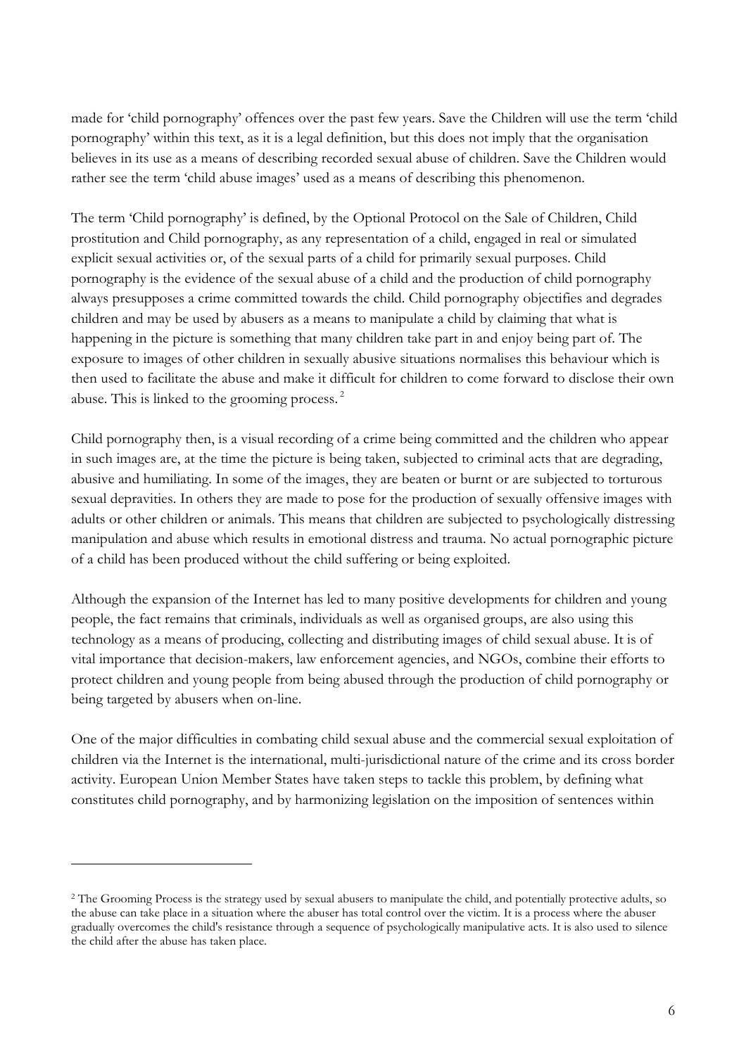made for 'child pornography' offences over the past few years. Save the Children will use the term 'child pornography' within this text, as it is a legal definition, but this does not imply that the organisation believes in its use as a means of describing recorded sexual abuse of children. Save the Children would rather see the term 'child abuse images' used as a means of describing this phenomenon.

The term 'Child pornography' is defined, by the Optional Protocol on the Sale of Children, Child prostitution and Child pornography, as any representation of a child, engaged in real or simulated explicit sexual activities or, of the sexual parts of a child for primarily sexual purposes. Child pornography is the evidence of the sexual abuse of a child and the production of child pornography always presupposes a crime committed towards the child. Child pornography objectifies and degrades children and may be used by abusers as a means to manipulate a child by claiming that what is happening in the picture is something that many children take part in and enjoy being part of. The exposure to images of other children in sexually abusive situations normalises this behaviour which is then used to facilitate the abuse and make it difficult for children to come forward to disclose their own abuse. This is linked to the grooming process.[2]

Child pornography then, is a visual recording of a crime being committed and the children who appear in such images are, at the time the picture is being taken, subjected to criminal acts that are degrading, abusive and humiliating. In some of the images, they are beaten or burnt or are subjected to torturous sexual depravities. In others they are made to pose for the production of sexually offensive images with adults or other children or animals. This means that children are subjected to psychologically distressing manipulation and abuse which results in emotional distress and trauma. No actual pornographic picture of a child has been produced without the child suffering or being exploited.

Although the expansion of the Internet has led to many positive developments for children and young people, the fact remains that criminals, individuals as well as organised groups, are also using this technology as a means of producing, collecting and distributing images of child sexual abuse. It is of vital importance that decision-makers, law enforcement agencies, and NGOs, combine their efforts to protect children and young people from being abused through the production of child pornography or being targeted by abusers when on-line.

One of the major difficulties in combating child sexual abuse and the commercial sexual exploitation of children via the Internet is the international, multi-jurisdictional nature of the crime and its cross border activity. European Union Member States have taken steps to tackle this problem, by defining what constitutes child pornography, and by harmonizing legislation on the imposition of sentences within

---

[2] The Grooming Process is the strategy used by sexual abusers to manipulate the child, and potentially protective adults, so the abuse can take place in a situation where the abuser has total control over the victim. It is a process where the abuser gradually overcomes the child's resistance through a sequence of psychologically manipulative acts. It is also used to silence the child after the abuse has taken place.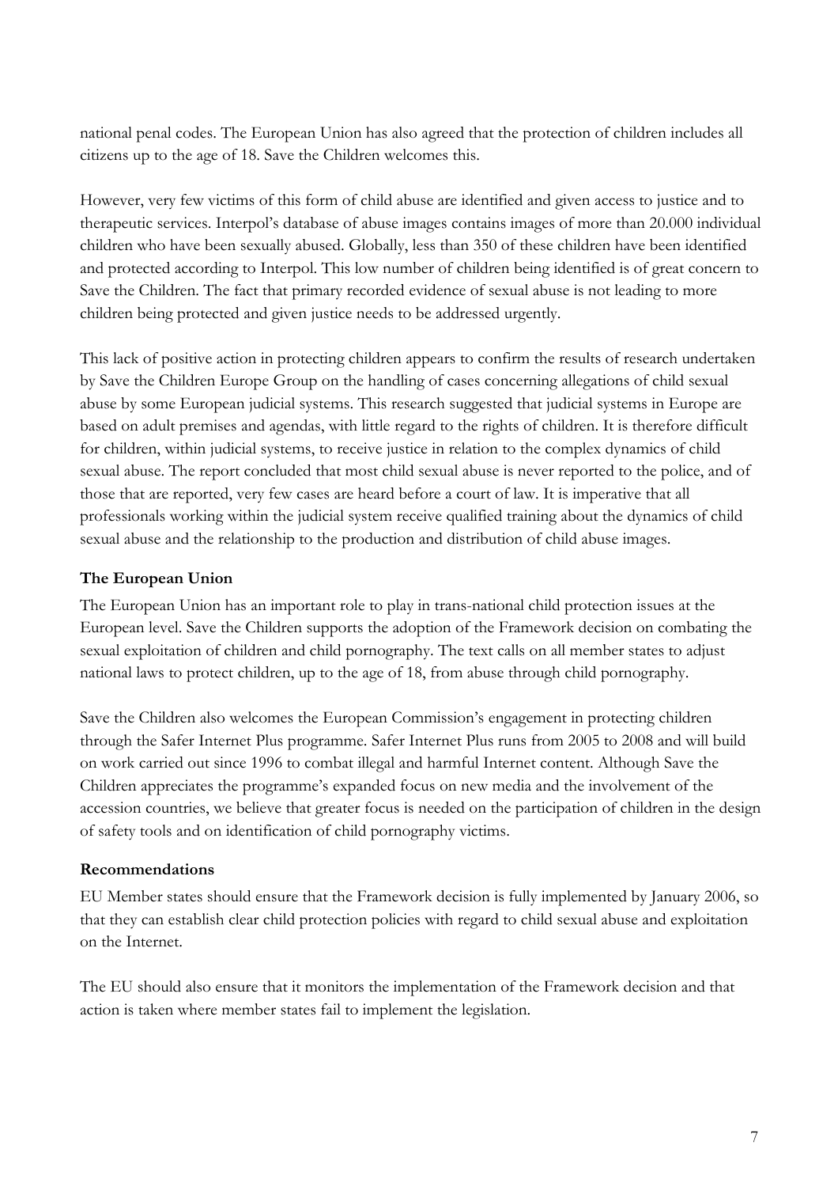national penal codes. The European Union has also agreed that the protection of children includes all citizens up to the age of 18. Save the Children welcomes this.

However, very few victims of this form of child abuse are identified and given access to justice and to therapeutic services. Interpol's database of abuse images contains images of more than 20.000 individual children who have been sexually abused. Globally, less than 350 of these children have been identified and protected according to Interpol. This low number of children being identified is of great concern to Save the Children. The fact that primary recorded evidence of sexual abuse is not leading to more children being protected and given justice needs to be addressed urgently.

This lack of positive action in protecting children appears to confirm the results of research undertaken by Save the Children Europe Group on the handling of cases concerning allegations of child sexual abuse by some European judicial systems. This research suggested that judicial systems in Europe are based on adult premises and agendas, with little regard to the rights of children. It is therefore difficult for children, within judicial systems, to receive justice in relation to the complex dynamics of child sexual abuse. The report concluded that most child sexual abuse is never reported to the police, and of those that are reported, very few cases are heard before a court of law. It is imperative that all professionals working within the judicial system receive qualified training about the dynamics of child sexual abuse and the relationship to the production and distribution of child abuse images.

**The European Union**

The European Union has an important role to play in trans-national child protection issues at the European level. Save the Children supports the adoption of the Framework decision on combating the sexual exploitation of children and child pornography. The text calls on all member states to adjust national laws to protect children, up to the age of 18, from abuse through child pornography.

Save the Children also welcomes the European Commission's engagement in protecting children through the Safer Internet Plus programme. Safer Internet Plus runs from 2005 to 2008 and will build on work carried out since 1996 to combat illegal and harmful Internet content. Although Save the Children appreciates the programme's expanded focus on new media and the involvement of the accession countries, we believe that greater focus is needed on the participation of children in the design of safety tools and on identification of child pornography victims.

**Recommendations**

EU Member states should ensure that the Framework decision is fully implemented by January 2006, so that they can establish clear child protection policies with regard to child sexual abuse and exploitation on the Internet.

The EU should also ensure that it monitors the implementation of the Framework decision and that action is taken where member states fail to implement the legislation.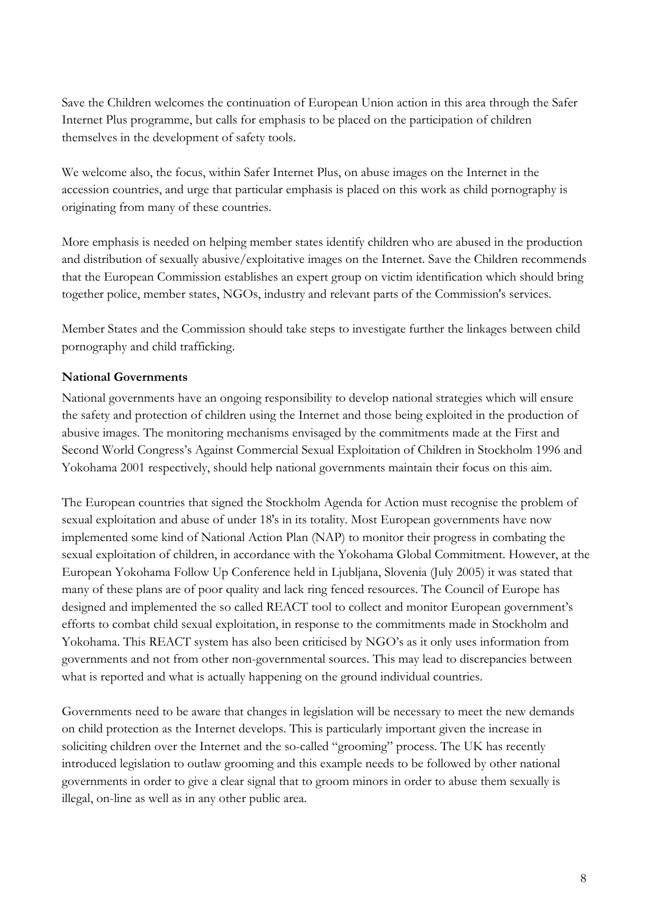Save the Children welcomes the continuation of European Union action in this area through the Safer Internet Plus programme, but calls for emphasis to be placed on the participation of children themselves in the development of safety tools.

We welcome also, the focus, within Safer Internet Plus, on abuse images on the Internet in the accession countries, and urge that particular emphasis is placed on this work as child pornography is originating from many of these countries.

More emphasis is needed on helping member states identify children who are abused in the production and distribution of sexually abusive/exploitative images on the Internet. Save the Children recommends that the European Commission establishes an expert group on victim identification which should bring together police, member states, NGOs, industry and relevant parts of the Commission's services.

Member States and the Commission should take steps to investigate further the linkages between child pornography and child trafficking.

**National Governments**

National governments have an ongoing responsibility to develop national strategies which will ensure the safety and protection of children using the Internet and those being exploited in the production of abusive images. The monitoring mechanisms envisaged by the commitments made at the First and Second World Congress's Against Commercial Sexual Exploitation of Children in Stockholm 1996 and Yokohama 2001 respectively, should help national governments maintain their focus on this aim.

The European countries that signed the Stockholm Agenda for Action must recognise the problem of sexual exploitation and abuse of under 18's in its totality. Most European governments have now implemented some kind of National Action Plan (NAP) to monitor their progress in combating the sexual exploitation of children, in accordance with the Yokohama Global Commitment. However, at the European Yokohama Follow Up Conference held in Ljubljana, Slovenia (July 2005) it was stated that many of these plans are of poor quality and lack ring fenced resources. The Council of Europe has designed and implemented the so called REACT tool to collect and monitor European government's efforts to combat child sexual exploitation, in response to the commitments made in Stockholm and Yokohama. This REACT system has also been criticised by NGO's as it only uses information from governments and not from other non-governmental sources. This may lead to discrepancies between what is reported and what is actually happening on the ground individual countries.

Governments need to be aware that changes in legislation will be necessary to meet the new demands on child protection as the Internet develops. This is particularly important given the increase in soliciting children over the Internet and the so-called "grooming" process. The UK has recently introduced legislation to outlaw grooming and this example needs to be followed by other national governments in order to give a clear signal that to groom minors in order to abuse them sexually is illegal, on-line as well as in any other public area.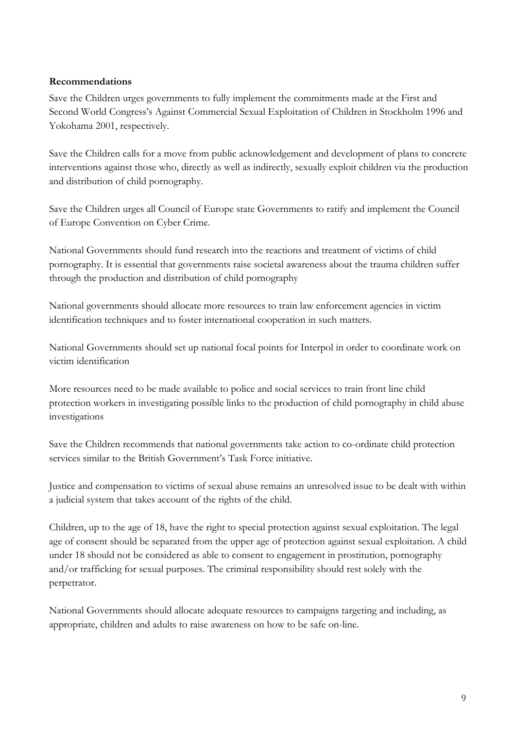**Recommendations**

Save the Children urges governments to fully implement the commitments made at the First and Second World Congress's Against Commercial Sexual Exploitation of Children in Stockholm 1996 and Yokohama 2001, respectively.

Save the Children calls for a move from public acknowledgement and development of plans to concrete interventions against those who, directly as well as indirectly, sexually exploit children via the production and distribution of child pornography.

Save the Children urges all Council of Europe state Governments to ratify and implement the Council of Europe Convention on Cyber Crime.

National Governments should fund research into the reactions and treatment of victims of child pornography. It is essential that governments raise societal awareness about the trauma children suffer through the production and distribution of child pornography

National governments should allocate more resources to train law enforcement agencies in victim identification techniques and to foster international cooperation in such matters.

National Governments should set up national focal points for Interpol in order to coordinate work on victim identification

More resources need to be made available to police and social services to train front line child protection workers in investigating possible links to the production of child pornography in child abuse investigations

Save the Children recommends that national governments take action to co-ordinate child protection services similar to the British Government's Task Force initiative.

Justice and compensation to victims of sexual abuse remains an unresolved issue to be dealt with within a judicial system that takes account of the rights of the child.

Children, up to the age of 18, have the right to special protection against sexual exploitation. The legal age of consent should be separated from the upper age of protection against sexual exploitation. A child under 18 should not be considered as able to consent to engagement in prostitution, pornography and/or trafficking for sexual purposes. The criminal responsibility should rest solely with the perpetrator.

National Governments should allocate adequate resources to campaigns targeting and including, as appropriate, children and adults to raise awareness on how to be safe on-line.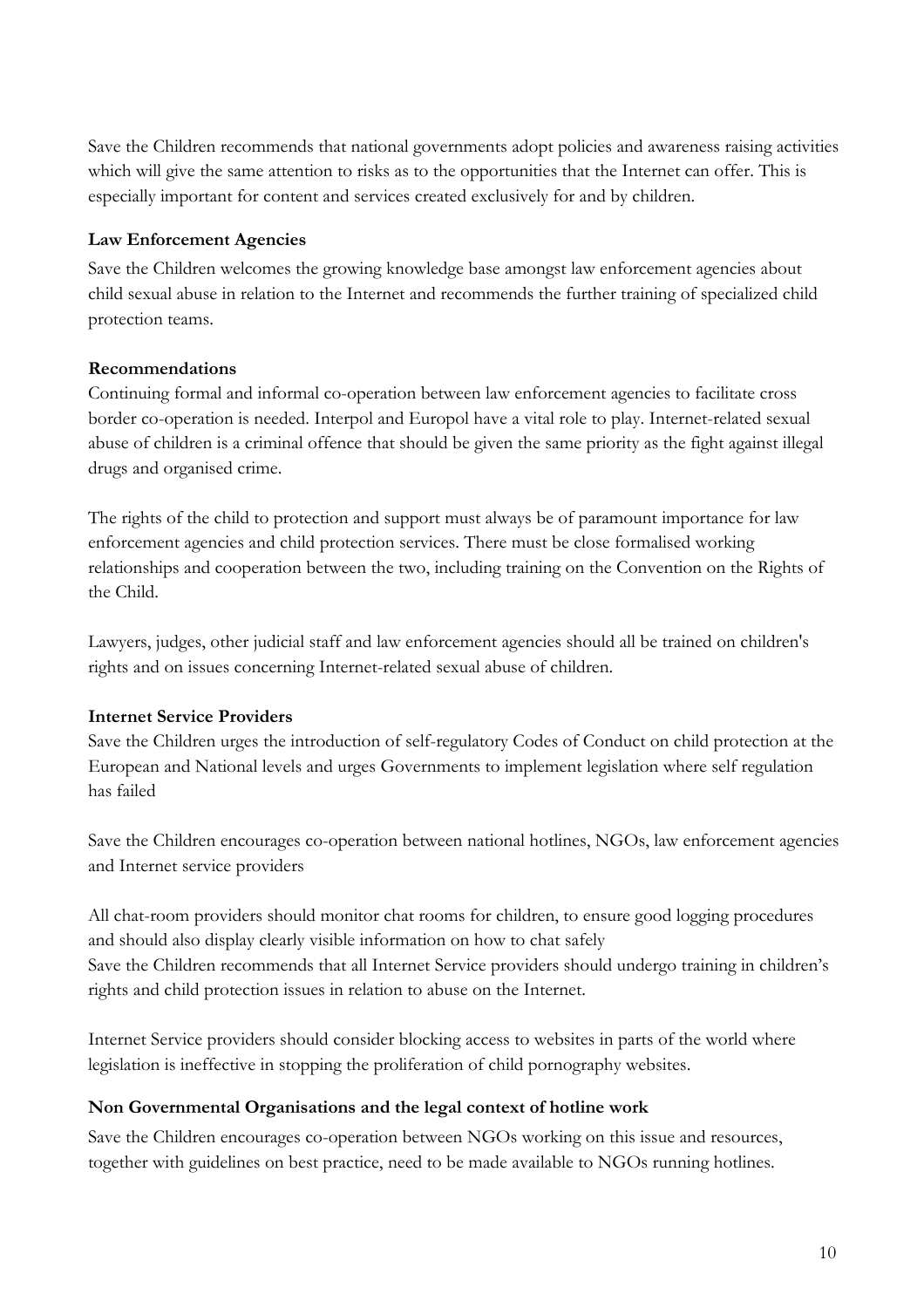Save the Children recommends that national governments adopt policies and awareness raising activities which will give the same attention to risks as to the opportunities that the Internet can offer. This is especially important for content and services created exclusively for and by children.

### Law Enforcement Agencies

Save the Children welcomes the growing knowledge base amongst law enforcement agencies about child sexual abuse in relation to the Internet and recommends the further training of specialized child protection teams.

### Recommendations

Continuing formal and informal co-operation between law enforcement agencies to facilitate cross border co-operation is needed. Interpol and Europol have a vital role to play. Internet-related sexual abuse of children is a criminal offence that should be given the same priority as the fight against illegal drugs and organised crime.

The rights of the child to protection and support must always be of paramount importance for law enforcement agencies and child protection services. There must be close formalised working relationships and cooperation between the two, including training on the Convention on the Rights of the Child.

Lawyers, judges, other judicial staff and law enforcement agencies should all be trained on children's rights and on issues concerning Internet-related sexual abuse of children.

### Internet Service Providers

Save the Children urges the introduction of self-regulatory Codes of Conduct on child protection at the European and National levels and urges Governments to implement legislation where self regulation has failed

Save the Children encourages co-operation between national hotlines, NGOs, law enforcement agencies and Internet service providers

All chat-room providers should monitor chat rooms for children, to ensure good logging procedures and should also display clearly visible information on how to chat safely
Save the Children recommends that all Internet Service providers should undergo training in children's rights and child protection issues in relation to abuse on the Internet.

Internet Service providers should consider blocking access to websites in parts of the world where legislation is ineffective in stopping the proliferation of child pornography websites.

### Non Governmental Organisations and the legal context of hotline work

Save the Children encourages co-operation between NGOs working on this issue and resources, together with guidelines on best practice, need to be made available to NGOs running hotlines.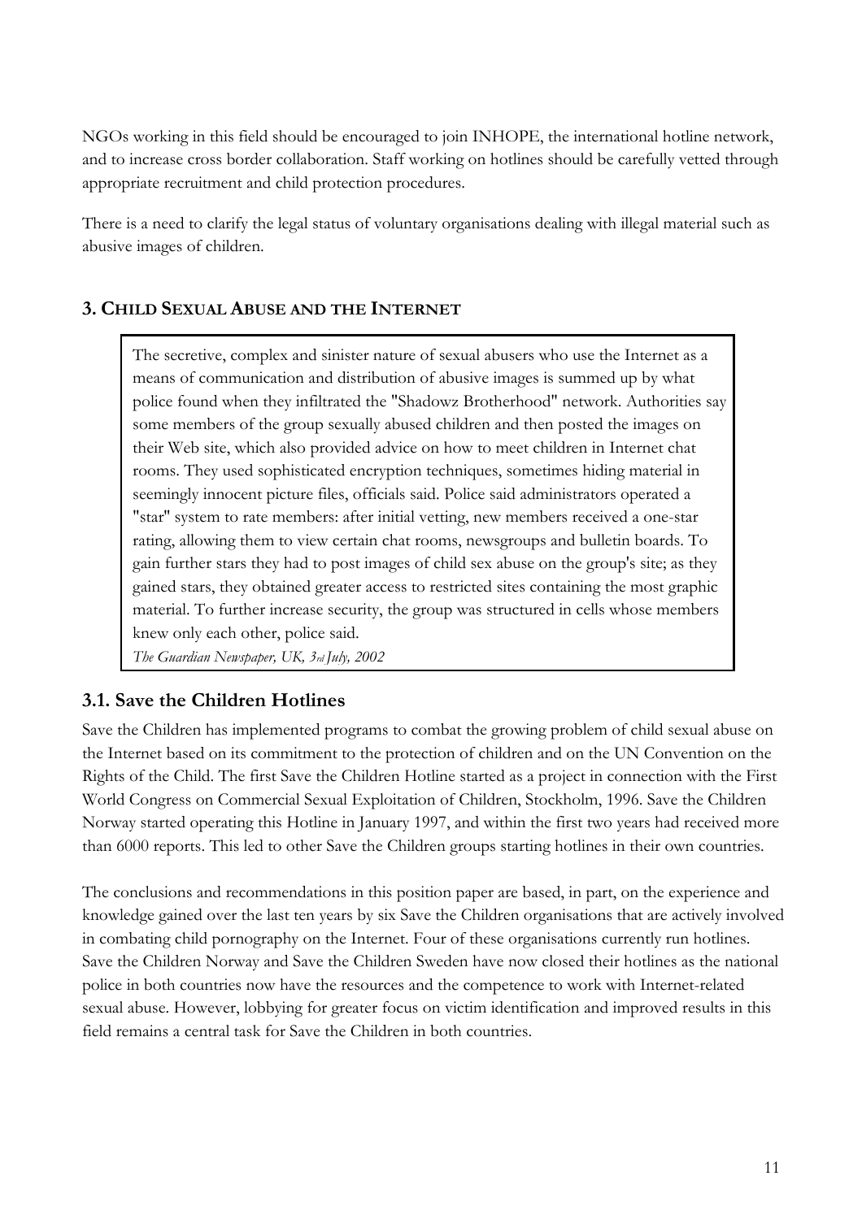NGOs working in this field should be encouraged to join INHOPE, the international hotline network, and to increase cross border collaboration. Staff working on hotlines should be carefully vetted through appropriate recruitment and child protection procedures.

There is a need to clarify the legal status of voluntary organisations dealing with illegal material such as abusive images of children.

## 3. Child Sexual Abuse and the Internet

> The secretive, complex and sinister nature of sexual abusers who use the Internet as a means of communication and distribution of abusive images is summed up by what police found when they infiltrated the "Shadowz Brotherhood" network. Authorities say some members of the group sexually abused children and then posted the images on their Web site, which also provided advice on how to meet children in Internet chat rooms. They used sophisticated encryption techniques, sometimes hiding material in seemingly innocent picture files, officials said. Police said administrators operated a "star" system to rate members: after initial vetting, new members received a one-star rating, allowing them to view certain chat rooms, newsgroups and bulletin boards. To gain further stars they had to post images of child sex abuse on the group's site; as they gained stars, they obtained greater access to restricted sites containing the most graphic material. To further increase security, the group was structured in cells whose members knew only each other, police said.
>
> *The Guardian Newspaper, UK, 3rd July, 2002*

### 3.1. Save the Children Hotlines

Save the Children has implemented programs to combat the growing problem of child sexual abuse on the Internet based on its commitment to the protection of children and on the UN Convention on the Rights of the Child. The first Save the Children Hotline started as a project in connection with the First World Congress on Commercial Sexual Exploitation of Children, Stockholm, 1996. Save the Children Norway started operating this Hotline in January 1997, and within the first two years had received more than 6000 reports. This led to other Save the Children groups starting hotlines in their own countries.

The conclusions and recommendations in this position paper are based, in part, on the experience and knowledge gained over the last ten years by six Save the Children organisations that are actively involved in combating child pornography on the Internet. Four of these organisations currently run hotlines. Save the Children Norway and Save the Children Sweden have now closed their hotlines as the national police in both countries now have the resources and the competence to work with Internet-related sexual abuse. However, lobbying for greater focus on victim identification and improved results in this field remains a central task for Save the Children in both countries.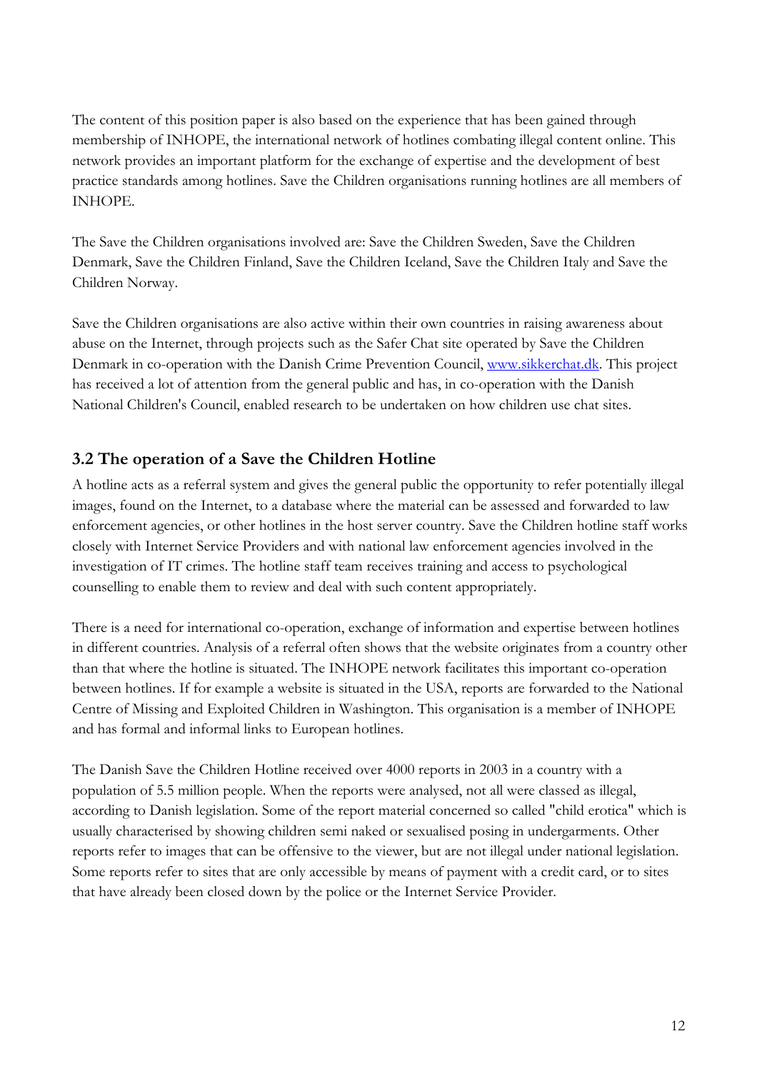The content of this position paper is also based on the experience that has been gained through membership of INHOPE, the international network of hotlines combating illegal content online. This network provides an important platform for the exchange of expertise and the development of best practice standards among hotlines. Save the Children organisations running hotlines are all members of INHOPE.

The Save the Children organisations involved are: Save the Children Sweden, Save the Children Denmark, Save the Children Finland, Save the Children Iceland, Save the Children Italy and Save the Children Norway.

Save the Children organisations are also active within their own countries in raising awareness about abuse on the Internet, through projects such as the Safer Chat site operated by Save the Children Denmark in co-operation with the Danish Crime Prevention Council, [www.sikkerchat.dk](http://www.sikkerchat.dk). This project has received a lot of attention from the general public and has, in co-operation with the Danish National Children's Council, enabled research to be undertaken on how children use chat sites.

## 3.2 The operation of a Save the Children Hotline

A hotline acts as a referral system and gives the general public the opportunity to refer potentially illegal images, found on the Internet, to a database where the material can be assessed and forwarded to law enforcement agencies, or other hotlines in the host server country. Save the Children hotline staff works closely with Internet Service Providers and with national law enforcement agencies involved in the investigation of IT crimes. The hotline staff team receives training and access to psychological counselling to enable them to review and deal with such content appropriately.

There is a need for international co-operation, exchange of information and expertise between hotlines in different countries. Analysis of a referral often shows that the website originates from a country other than that where the hotline is situated. The INHOPE network facilitates this important co-operation between hotlines. If for example a website is situated in the USA, reports are forwarded to the National Centre of Missing and Exploited Children in Washington. This organisation is a member of INHOPE and has formal and informal links to European hotlines.

The Danish Save the Children Hotline received over 4000 reports in 2003 in a country with a population of 5.5 million people. When the reports were analysed, not all were classed as illegal, according to Danish legislation. Some of the report material concerned so called "child erotica" which is usually characterised by showing children semi naked or sexualised posing in undergarments. Other reports refer to images that can be offensive to the viewer, but are not illegal under national legislation. Some reports refer to sites that are only accessible by means of payment with a credit card, or to sites that have already been closed down by the police or the Internet Service Provider.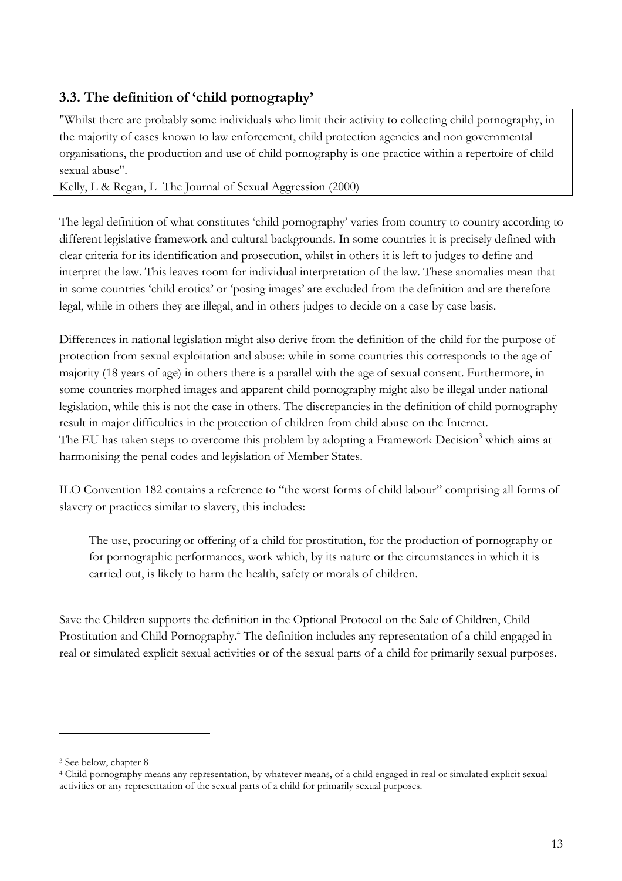### 3.3. The definition of 'child pornography'

> "Whilst there are probably some individuals who limit their activity to collecting child pornography, in the majority of cases known to law enforcement, child protection agencies and non governmental organisations, the production and use of child pornography is one practice within a repertoire of child sexual abuse".
> Kelly, L & Regan, L The Journal of Sexual Aggression (2000)

The legal definition of what constitutes 'child pornography' varies from country to country according to different legislative framework and cultural backgrounds. In some countries it is precisely defined with clear criteria for its identification and prosecution, whilst in others it is left to judges to define and interpret the law. This leaves room for individual interpretation of the law. These anomalies mean that in some countries 'child erotica' or 'posing images' are excluded from the definition and are therefore legal, while in others they are illegal, and in others judges to decide on a case by case basis.

Differences in national legislation might also derive from the definition of the child for the purpose of protection from sexual exploitation and abuse: while in some countries this corresponds to the age of majority (18 years of age) in others there is a parallel with the age of sexual consent. Furthermore, in some countries morphed images and apparent child pornography might also be illegal under national legislation, while this is not the case in others. The discrepancies in the definition of child pornography result in major difficulties in the protection of children from child abuse on the Internet.
The EU has taken steps to overcome this problem by adopting a Framework Decision[3] which aims at harmonising the penal codes and legislation of Member States.

ILO Convention 182 contains a reference to "the worst forms of child labour" comprising all forms of slavery or practices similar to slavery, this includes:

> The use, procuring or offering of a child for prostitution, for the production of pornography or for pornographic performances, work which, by its nature or the circumstances in which it is carried out, is likely to harm the health, safety or morals of children.

Save the Children supports the definition in the Optional Protocol on the Sale of Children, Child Prostitution and Child Pornography.[4] The definition includes any representation of a child engaged in real or simulated explicit sexual activities or of the sexual parts of a child for primarily sexual purposes.

---

[3] See below, chapter 8

[4] Child pornography means any representation, by whatever means, of a child engaged in real or simulated explicit sexual activities or any representation of the sexual parts of a child for primarily sexual purposes.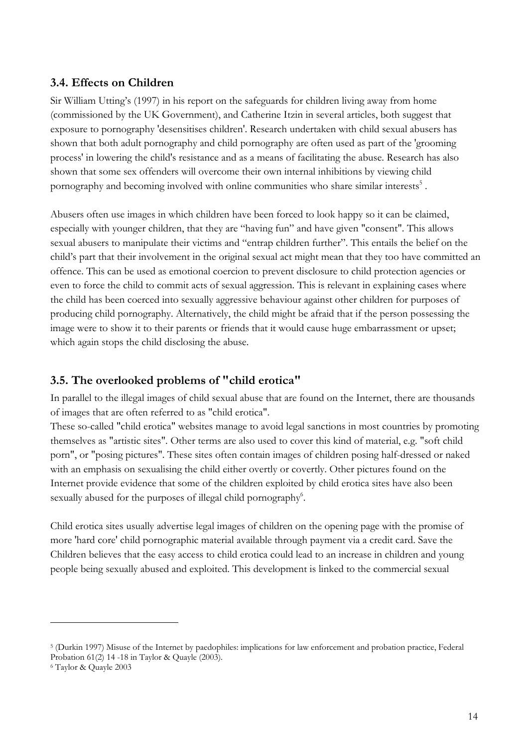### 3.4. Effects on Children

Sir William Utting's (1997) in his report on the safeguards for children living away from home (commissioned by the UK Government), and Catherine Itzin in several articles, both suggest that exposure to pornography 'desensitises children'. Research undertaken with child sexual abusers has shown that both adult pornography and child pornography are often used as part of the 'grooming process' in lowering the child's resistance and as a means of facilitating the abuse. Research has also shown that some sex offenders will overcome their own internal inhibitions by viewing child pornography and becoming involved with online communities who share similar interests[5] .

Abusers often use images in which children have been forced to look happy so it can be claimed, especially with younger children, that they are "having fun" and have given "consent". This allows sexual abusers to manipulate their victims and "entrap children further". This entails the belief on the child's part that their involvement in the original sexual act might mean that they too have committed an offence. This can be used as emotional coercion to prevent disclosure to child protection agencies or even to force the child to commit acts of sexual aggression. This is relevant in explaining cases where the child has been coerced into sexually aggressive behaviour against other children for purposes of producing child pornography. Alternatively, the child might be afraid that if the person possessing the image were to show it to their parents or friends that it would cause huge embarrassment or upset; which again stops the child disclosing the abuse.

### 3.5. The overlooked problems of "child erotica"

In parallel to the illegal images of child sexual abuse that are found on the Internet, there are thousands of images that are often referred to as "child erotica".

These so-called "child erotica" websites manage to avoid legal sanctions in most countries by promoting themselves as "artistic sites". Other terms are also used to cover this kind of material, e.g. "soft child porn", or "posing pictures". These sites often contain images of children posing half-dressed or naked with an emphasis on sexualising the child either overtly or covertly. Other pictures found on the Internet provide evidence that some of the children exploited by child erotica sites have also been sexually abused for the purposes of illegal child pornography[6].

Child erotica sites usually advertise legal images of children on the opening page with the promise of more 'hard core' child pornographic material available through payment via a credit card. Save the Children believes that the easy access to child erotica could lead to an increase in children and young people being sexually abused and exploited. This development is linked to the commercial sexual

---

[5] (Durkin 1997) Misuse of the Internet by paedophiles: implications for law enforcement and probation practice, Federal Probation 61(2) 14 -18 in Taylor & Quayle (2003).

[6] Taylor & Quayle 2003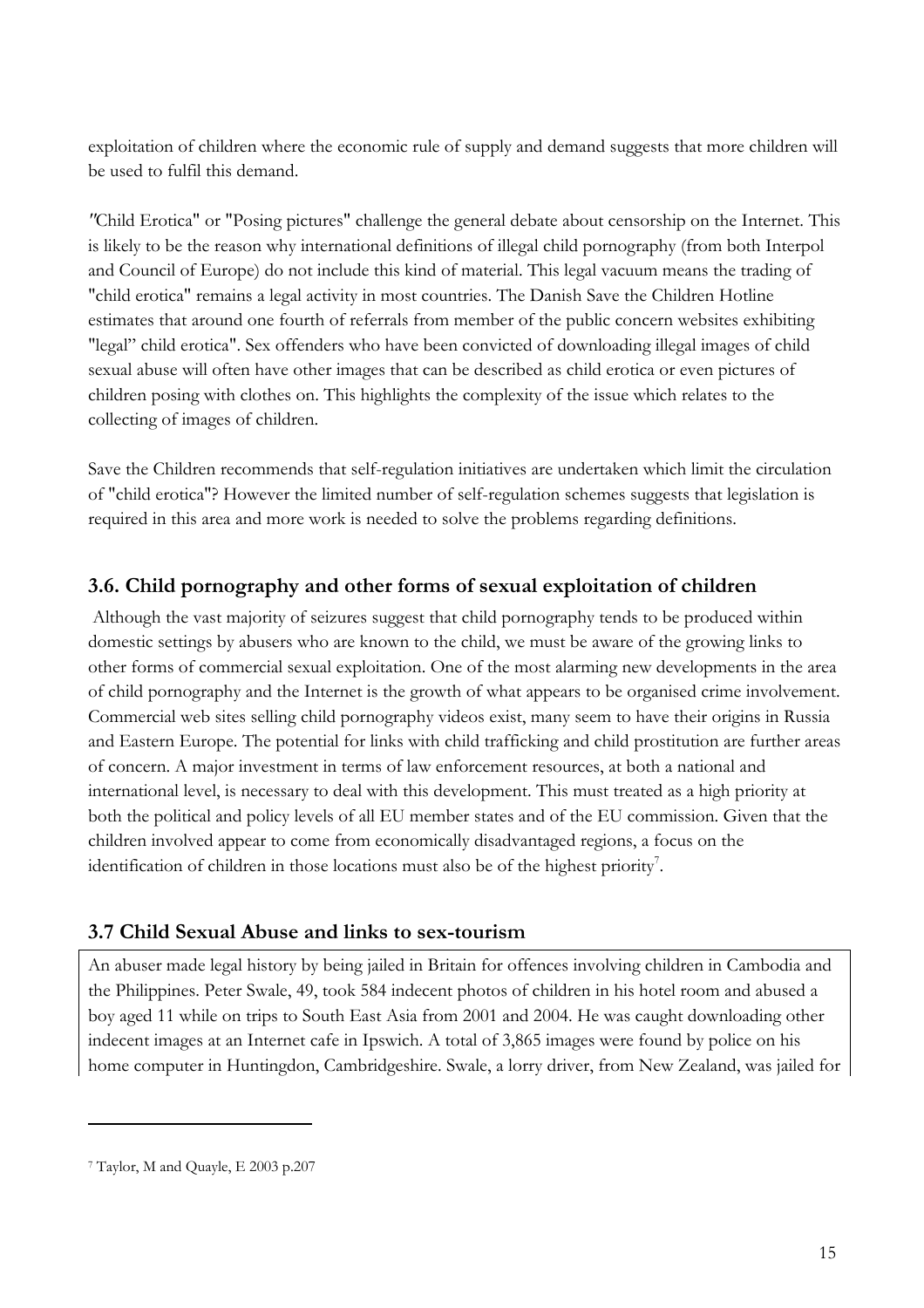exploitation of children where the economic rule of supply and demand suggests that more children will be used to fulfil this demand.

"Child Erotica" or "Posing pictures" challenge the general debate about censorship on the Internet. This is likely to be the reason why international definitions of illegal child pornography (from both Interpol and Council of Europe) do not include this kind of material. This legal vacuum means the trading of "child erotica" remains a legal activity in most countries. The Danish Save the Children Hotline estimates that around one fourth of referrals from member of the public concern websites exhibiting "legal" child erotica". Sex offenders who have been convicted of downloading illegal images of child sexual abuse will often have other images that can be described as child erotica or even pictures of children posing with clothes on. This highlights the complexity of the issue which relates to the collecting of images of children.

Save the Children recommends that self-regulation initiatives are undertaken which limit the circulation of "child erotica"? However the limited number of self-regulation schemes suggests that legislation is required in this area and more work is needed to solve the problems regarding definitions.

## 3.6. Child pornography and other forms of sexual exploitation of children

Although the vast majority of seizures suggest that child pornography tends to be produced within domestic settings by abusers who are known to the child, we must be aware of the growing links to other forms of commercial sexual exploitation. One of the most alarming new developments in the area of child pornography and the Internet is the growth of what appears to be organised crime involvement. Commercial web sites selling child pornography videos exist, many seem to have their origins in Russia and Eastern Europe. The potential for links with child trafficking and child prostitution are further areas of concern. A major investment in terms of law enforcement resources, at both a national and international level, is necessary to deal with this development. This must treated as a high priority at both the political and policy levels of all EU member states and of the EU commission. Given that the children involved appear to come from economically disadvantaged regions, a focus on the identification of children in those locations must also be of the highest priority[7].

## 3.7 Child Sexual Abuse and links to sex-tourism

An abuser made legal history by being jailed in Britain for offences involving children in Cambodia and the Philippines. Peter Swale, 49, took 584 indecent photos of children in his hotel room and abused a boy aged 11 while on trips to South East Asia from 2001 and 2004. He was caught downloading other indecent images at an Internet cafe in Ipswich. A total of 3,865 images were found by police on his home computer in Huntingdon, Cambridgeshire. Swale, a lorry driver, from New Zealand, was jailed for

[7] Taylor, M and Quayle, E 2003 p.207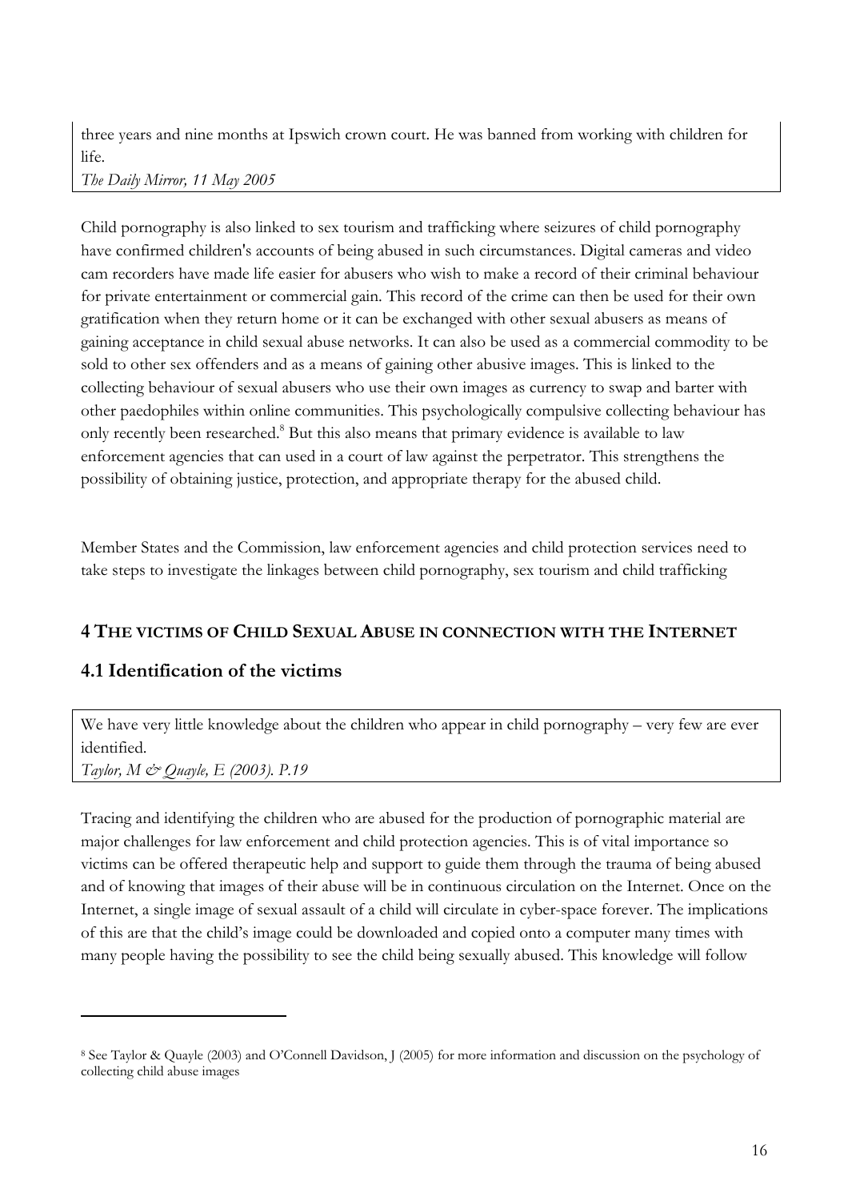three years and nine months at Ipswich crown court. He was banned from working with children for life.
*The Daily Mirror, 11 May 2005*

Child pornography is also linked to sex tourism and trafficking where seizures of child pornography have confirmed children's accounts of being abused in such circumstances. Digital cameras and video cam recorders have made life easier for abusers who wish to make a record of their criminal behaviour for private entertainment or commercial gain. This record of the crime can then be used for their own gratification when they return home or it can be exchanged with other sexual abusers as means of gaining acceptance in child sexual abuse networks. It can also be used as a commercial commodity to be sold to other sex offenders and as a means of gaining other abusive images. This is linked to the collecting behaviour of sexual abusers who use their own images as currency to swap and barter with other paedophiles within online communities. This psychologically compulsive collecting behaviour has only recently been researched.[8] But this also means that primary evidence is available to law enforcement agencies that can used in a court of law against the perpetrator. This strengthens the possibility of obtaining justice, protection, and appropriate therapy for the abused child.

Member States and the Commission, law enforcement agencies and child protection services need to take steps to investigate the linkages between child pornography, sex tourism and child trafficking

## 4 THE VICTIMS OF CHILD SEXUAL ABUSE IN CONNECTION WITH THE INTERNET

### 4.1 Identification of the victims

We have very little knowledge about the children who appear in child pornography – very few are ever identified.
*Taylor, M & Quayle, E (2003). P.19*

Tracing and identifying the children who are abused for the production of pornographic material are major challenges for law enforcement and child protection agencies. This is of vital importance so victims can be offered therapeutic help and support to guide them through the trauma of being abused and of knowing that images of their abuse will be in continuous circulation on the Internet. Once on the Internet, a single image of sexual assault of a child will circulate in cyber-space forever. The implications of this are that the child's image could be downloaded and copied onto a computer many times with many people having the possibility to see the child being sexually abused. This knowledge will follow

[8] See Taylor & Quayle (2003) and O'Connell Davidson, J (2005) for more information and discussion on the psychology of collecting child abuse images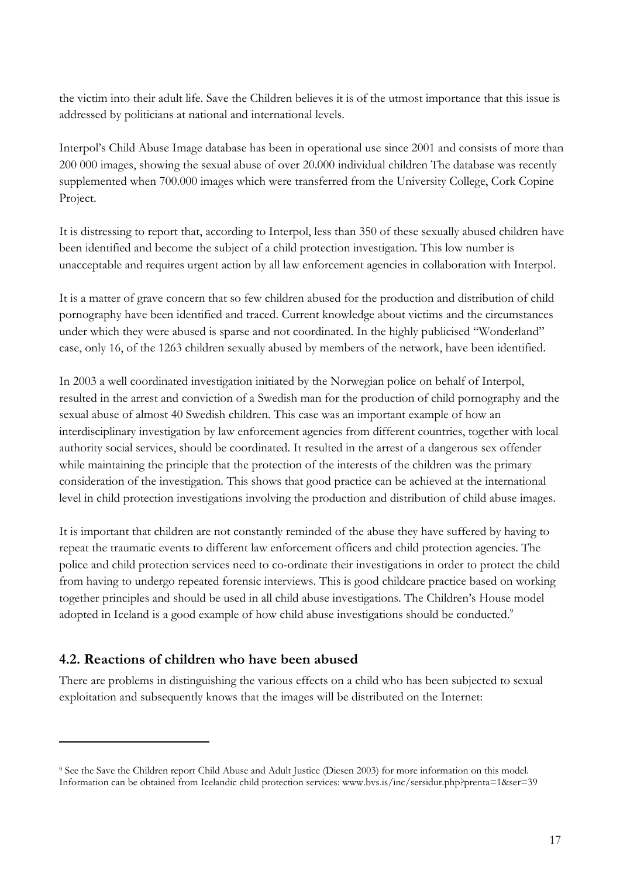the victim into their adult life. Save the Children believes it is of the utmost importance that this issue is addressed by politicians at national and international levels.

Interpol's Child Abuse Image database has been in operational use since 2001 and consists of more than 200 000 images, showing the sexual abuse of over 20.000 individual children The database was recently supplemented when 700.000 images which were transferred from the University College, Cork Copine Project.

It is distressing to report that, according to Interpol, less than 350 of these sexually abused children have been identified and become the subject of a child protection investigation. This low number is unacceptable and requires urgent action by all law enforcement agencies in collaboration with Interpol.

It is a matter of grave concern that so few children abused for the production and distribution of child pornography have been identified and traced. Current knowledge about victims and the circumstances under which they were abused is sparse and not coordinated. In the highly publicised "Wonderland" case, only 16, of the 1263 children sexually abused by members of the network, have been identified.

In 2003 a well coordinated investigation initiated by the Norwegian police on behalf of Interpol, resulted in the arrest and conviction of a Swedish man for the production of child pornography and the sexual abuse of almost 40 Swedish children. This case was an important example of how an interdisciplinary investigation by law enforcement agencies from different countries, together with local authority social services, should be coordinated. It resulted in the arrest of a dangerous sex offender while maintaining the principle that the protection of the interests of the children was the primary consideration of the investigation. This shows that good practice can be achieved at the international level in child protection investigations involving the production and distribution of child abuse images.

It is important that children are not constantly reminded of the abuse they have suffered by having to repeat the traumatic events to different law enforcement officers and child protection agencies. The police and child protection services need to co-ordinate their investigations in order to protect the child from having to undergo repeated forensic interviews. This is good childcare practice based on working together principles and should be used in all child abuse investigations. The Children's House model adopted in Iceland is a good example of how child abuse investigations should be conducted.[9]

## 4.2. Reactions of children who have been abused

There are problems in distinguishing the various effects on a child who has been subjected to sexual exploitation and subsequently knows that the images will be distributed on the Internet:

---

[9] See the Save the Children report Child Abuse and Adult Justice (Diesen 2003) for more information on this model. Information can be obtained from Icelandic child protection services: www.bvs.is/inc/sersidur.php?prenta=1&ser=39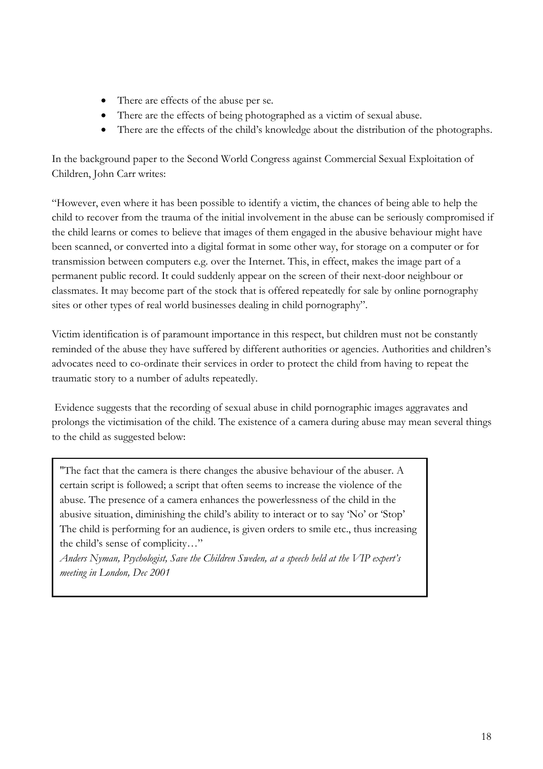- There are effects of the abuse per se.
- There are the effects of being photographed as a victim of sexual abuse.
- There are the effects of the child's knowledge about the distribution of the photographs.

In the background paper to the Second World Congress against Commercial Sexual Exploitation of Children, John Carr writes:

"However, even where it has been possible to identify a victim, the chances of being able to help the child to recover from the trauma of the initial involvement in the abuse can be seriously compromised if the child learns or comes to believe that images of them engaged in the abusive behaviour might have been scanned, or converted into a digital format in some other way, for storage on a computer or for transmission between computers e.g. over the Internet. This, in effect, makes the image part of a permanent public record. It could suddenly appear on the screen of their next-door neighbour or classmates. It may become part of the stock that is offered repeatedly for sale by online pornography sites or other types of real world businesses dealing in child pornography".

Victim identification is of paramount importance in this respect, but children must not be constantly reminded of the abuse they have suffered by different authorities or agencies. Authorities and children's advocates need to co-ordinate their services in order to protect the child from having to repeat the traumatic story to a number of adults repeatedly.

Evidence suggests that the recording of sexual abuse in child pornographic images aggravates and prolongs the victimisation of the child. The existence of a camera during abuse may mean several things to the child as suggested below:

> "The fact that the camera is there changes the abusive behaviour of the abuser. A certain script is followed; a script that often seems to increase the violence of the abuse. The presence of a camera enhances the powerlessness of the child in the abusive situation, diminishing the child's ability to interact or to say 'No' or 'Stop' The child is performing for an audience, is given orders to smile etc., thus increasing the child's sense of complicity…"
>
> *Anders Nyman, Psychologist, Save the Children Sweden, at a speech held at the VIP expert's meeting in London, Dec 2001*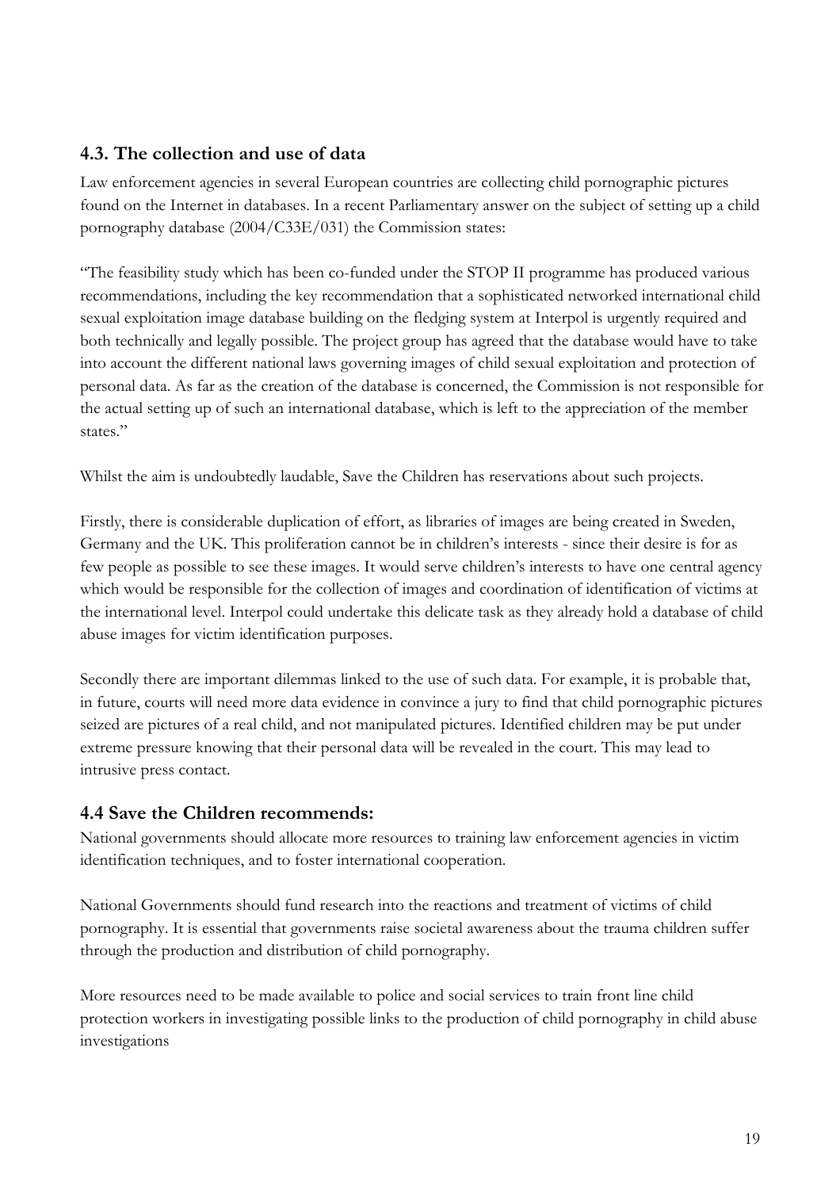## 4.3. The collection and use of data

Law enforcement agencies in several European countries are collecting child pornographic pictures found on the Internet in databases. In a recent Parliamentary answer on the subject of setting up a child pornography database (2004/C33E/031) the Commission states:

"The feasibility study which has been co-funded under the STOP II programme has produced various recommendations, including the key recommendation that a sophisticated networked international child sexual exploitation image database building on the fledging system at Interpol is urgently required and both technically and legally possible. The project group has agreed that the database would have to take into account the different national laws governing images of child sexual exploitation and protection of personal data. As far as the creation of the database is concerned, the Commission is not responsible for the actual setting up of such an international database, which is left to the appreciation of the member states."

Whilst the aim is undoubtedly laudable, Save the Children has reservations about such projects.

Firstly, there is considerable duplication of effort, as libraries of images are being created in Sweden, Germany and the UK. This proliferation cannot be in children's interests - since their desire is for as few people as possible to see these images. It would serve children's interests to have one central agency which would be responsible for the collection of images and coordination of identification of victims at the international level. Interpol could undertake this delicate task as they already hold a database of child abuse images for victim identification purposes.

Secondly there are important dilemmas linked to the use of such data. For example, it is probable that, in future, courts will need more data evidence in convince a jury to find that child pornographic pictures seized are pictures of a real child, and not manipulated pictures. Identified children may be put under extreme pressure knowing that their personal data will be revealed in the court. This may lead to intrusive press contact.

## 4.4 Save the Children recommends:

National governments should allocate more resources to training law enforcement agencies in victim identification techniques, and to foster international cooperation.

National Governments should fund research into the reactions and treatment of victims of child pornography. It is essential that governments raise societal awareness about the trauma children suffer through the production and distribution of child pornography.

More resources need to be made available to police and social services to train front line child protection workers in investigating possible links to the production of child pornography in child abuse investigations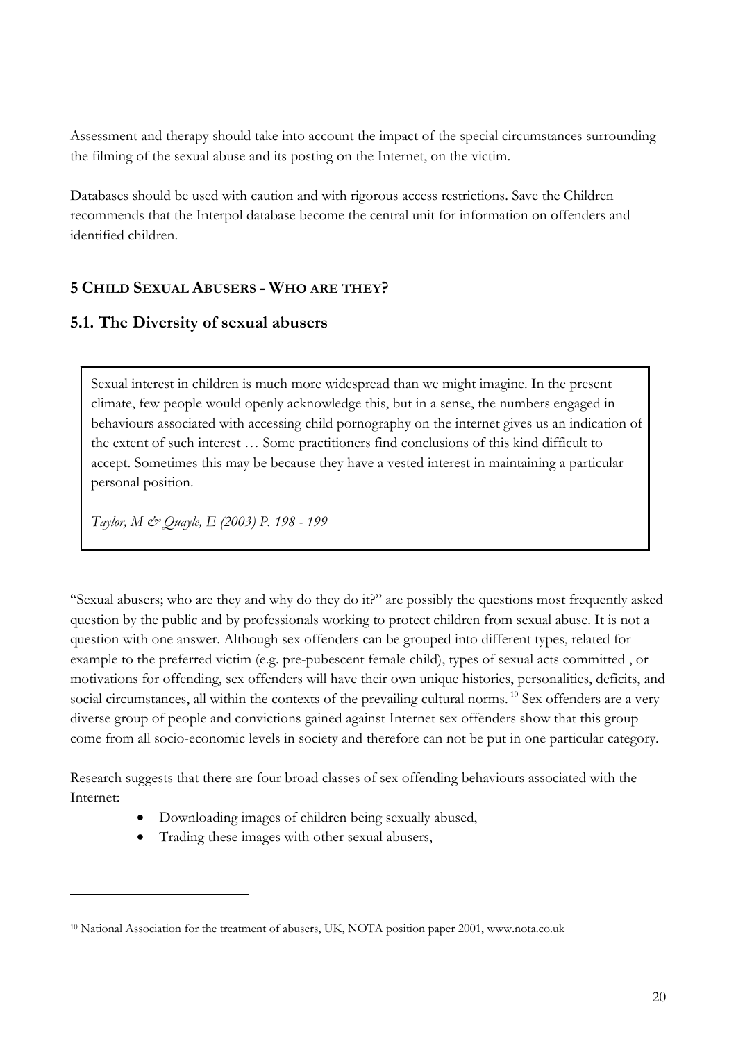Assessment and therapy should take into account the impact of the special circumstances surrounding the filming of the sexual abuse and its posting on the Internet, on the victim.

Databases should be used with caution and with rigorous access restrictions. Save the Children recommends that the Interpol database become the central unit for information on offenders and identified children.

## 5 Child Sexual Abusers - Who are they?

### 5.1. The Diversity of sexual abusers

> Sexual interest in children is much more widespread than we might imagine. In the present climate, few people would openly acknowledge this, but in a sense, the numbers engaged in behaviours associated with accessing child pornography on the internet gives us an indication of the extent of such interest … Some practitioners find conclusions of this kind difficult to accept. Sometimes this may be because they have a vested interest in maintaining a particular personal position.
>
> *Taylor, M & Quayle, E (2003) P. 198 - 199*

"Sexual abusers; who are they and why do they do it?" are possibly the questions most frequently asked question by the public and by professionals working to protect children from sexual abuse. It is not a question with one answer. Although sex offenders can be grouped into different types, related for example to the preferred victim (e.g. pre-pubescent female child), types of sexual acts committed , or motivations for offending, sex offenders will have their own unique histories, personalities, deficits, and social circumstances, all within the contexts of the prevailing cultural norms. [10] Sex offenders are a very diverse group of people and convictions gained against Internet sex offenders show that this group come from all socio-economic levels in society and therefore can not be put in one particular category.

Research suggests that there are four broad classes of sex offending behaviours associated with the Internet:

- Downloading images of children being sexually abused,
- Trading these images with other sexual abusers,

[10] National Association for the treatment of abusers, UK, NOTA position paper 2001, www.nota.co.uk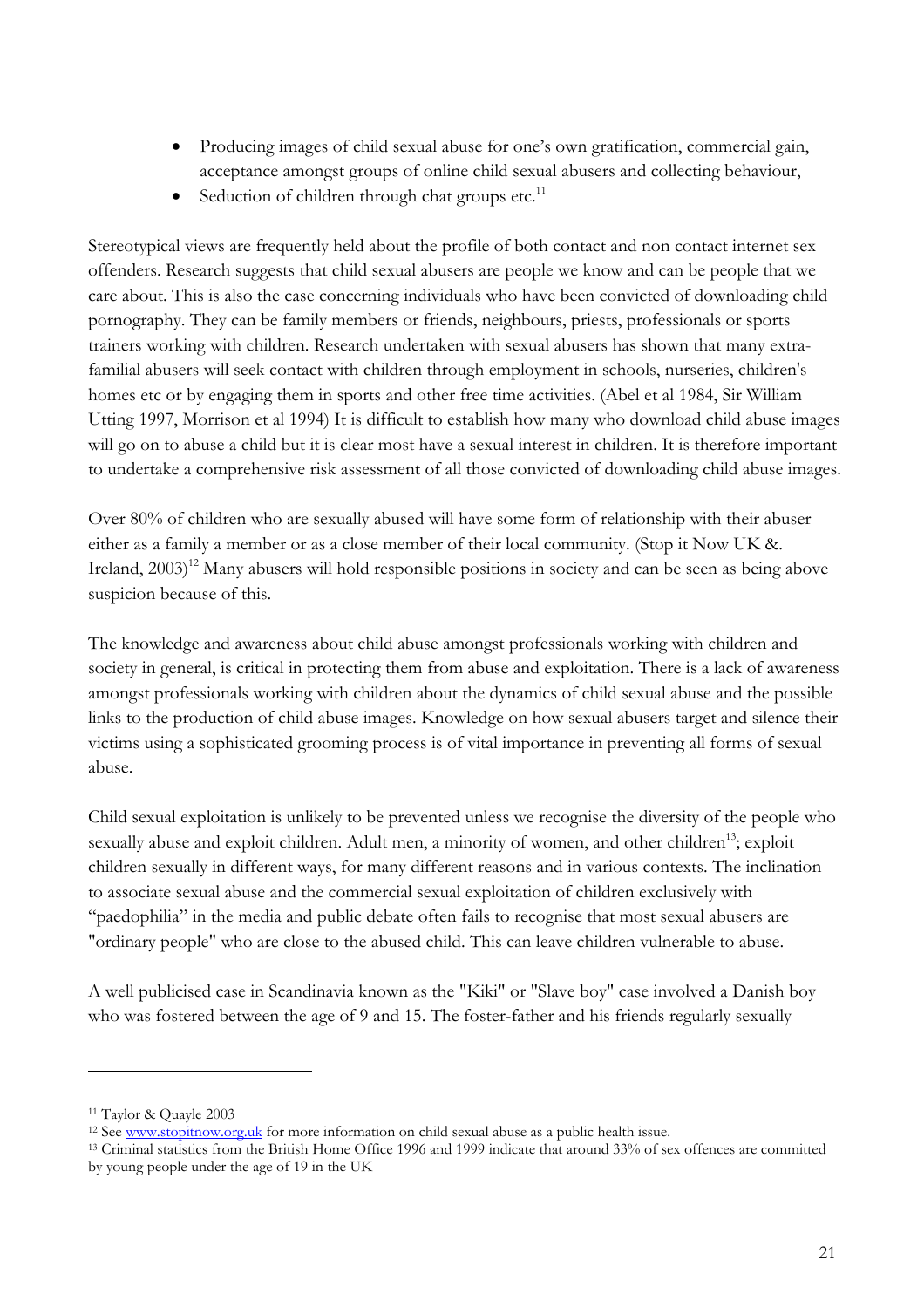- Producing images of child sexual abuse for one's own gratification, commercial gain, acceptance amongst groups of online child sexual abusers and collecting behaviour,
- Seduction of children through chat groups etc.[11]

Stereotypical views are frequently held about the profile of both contact and non contact internet sex offenders. Research suggests that child sexual abusers are people we know and can be people that we care about. This is also the case concerning individuals who have been convicted of downloading child pornography. They can be family members or friends, neighbours, priests, professionals or sports trainers working with children. Research undertaken with sexual abusers has shown that many extra-familial abusers will seek contact with children through employment in schools, nurseries, children's homes etc or by engaging them in sports and other free time activities. (Abel et al 1984, Sir William Utting 1997, Morrison et al 1994) It is difficult to establish how many who download child abuse images will go on to abuse a child but it is clear most have a sexual interest in children. It is therefore important to undertake a comprehensive risk assessment of all those convicted of downloading child abuse images.

Over 80% of children who are sexually abused will have some form of relationship with their abuser either as a family a member or as a close member of their local community. (Stop it Now UK &. Ireland, 2003)[12] Many abusers will hold responsible positions in society and can be seen as being above suspicion because of this.

The knowledge and awareness about child abuse amongst professionals working with children and society in general, is critical in protecting them from abuse and exploitation. There is a lack of awareness amongst professionals working with children about the dynamics of child sexual abuse and the possible links to the production of child abuse images. Knowledge on how sexual abusers target and silence their victims using a sophisticated grooming process is of vital importance in preventing all forms of sexual abuse.

Child sexual exploitation is unlikely to be prevented unless we recognise the diversity of the people who sexually abuse and exploit children. Adult men, a minority of women, and other children[13]; exploit children sexually in different ways, for many different reasons and in various contexts. The inclination to associate sexual abuse and the commercial sexual exploitation of children exclusively with "paedophilia" in the media and public debate often fails to recognise that most sexual abusers are "ordinary people" who are close to the abused child. This can leave children vulnerable to abuse.

A well publicised case in Scandinavia known as the "Kiki" or "Slave boy" case involved a Danish boy who was fostered between the age of 9 and 15. The foster-father and his friends regularly sexually

---

[11] Taylor & Quayle 2003

[12] See www.stopitnow.org.uk for more information on child sexual abuse as a public health issue.

[13] Criminal statistics from the British Home Office 1996 and 1999 indicate that around 33% of sex offences are committed by young people under the age of 19 in the UK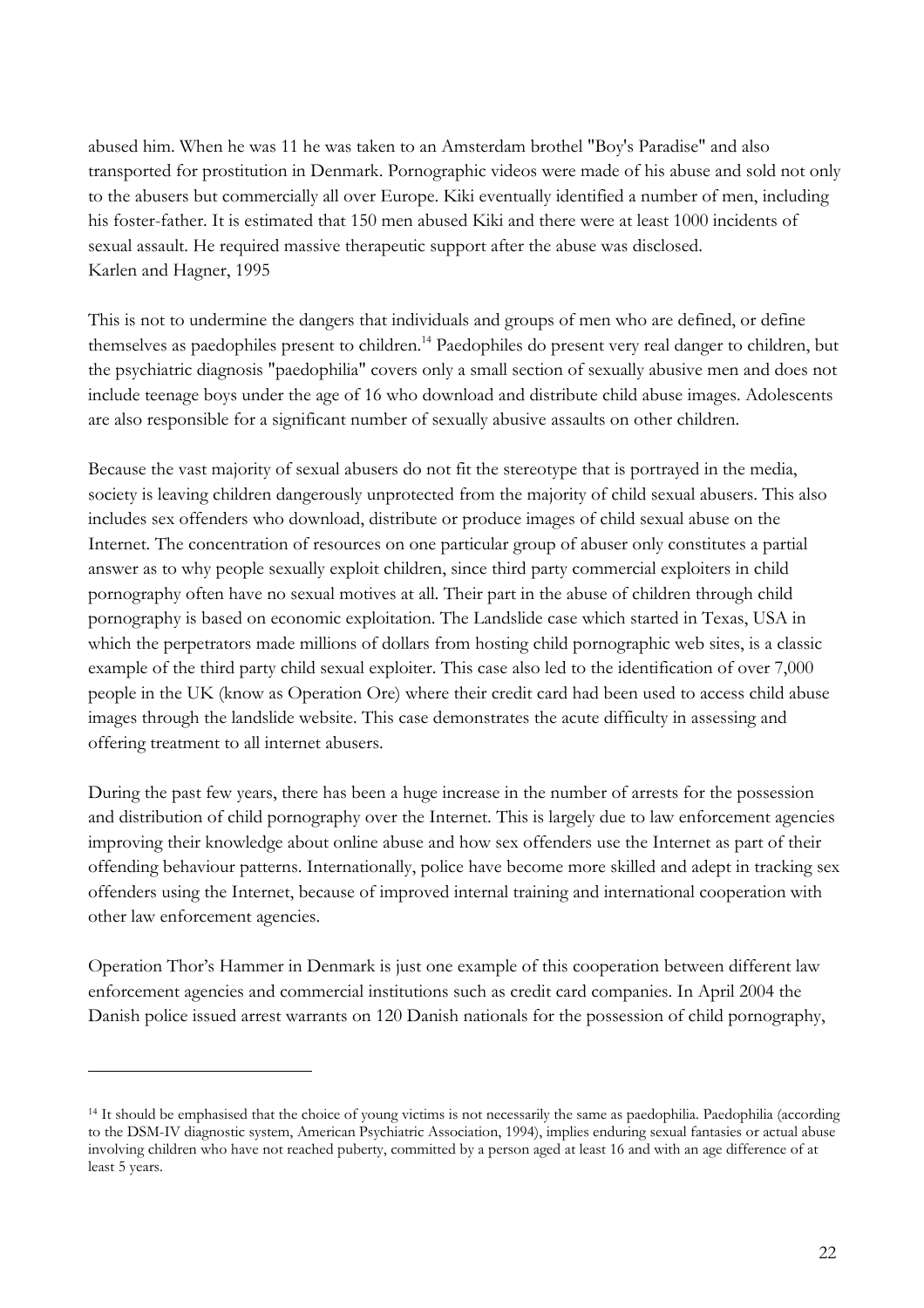abused him. When he was 11 he was taken to an Amsterdam brothel "Boy's Paradise" and also transported for prostitution in Denmark. Pornographic videos were made of his abuse and sold not only to the abusers but commercially all over Europe. Kiki eventually identified a number of men, including his foster-father. It is estimated that 150 men abused Kiki and there were at least 1000 incidents of sexual assault. He required massive therapeutic support after the abuse was disclosed.
Karlen and Hagner, 1995

This is not to undermine the dangers that individuals and groups of men who are defined, or define themselves as paedophiles present to children.[14] Paedophiles do present very real danger to children, but the psychiatric diagnosis "paedophilia" covers only a small section of sexually abusive men and does not include teenage boys under the age of 16 who download and distribute child abuse images. Adolescents are also responsible for a significant number of sexually abusive assaults on other children.

Because the vast majority of sexual abusers do not fit the stereotype that is portrayed in the media, society is leaving children dangerously unprotected from the majority of child sexual abusers. This also includes sex offenders who download, distribute or produce images of child sexual abuse on the Internet. The concentration of resources on one particular group of abuser only constitutes a partial answer as to why people sexually exploit children, since third party commercial exploiters in child pornography often have no sexual motives at all. Their part in the abuse of children through child pornography is based on economic exploitation. The Landslide case which started in Texas, USA in which the perpetrators made millions of dollars from hosting child pornographic web sites, is a classic example of the third party child sexual exploiter. This case also led to the identification of over 7,000 people in the UK (know as Operation Ore) where their credit card had been used to access child abuse images through the landslide website. This case demonstrates the acute difficulty in assessing and offering treatment to all internet abusers.

During the past few years, there has been a huge increase in the number of arrests for the possession and distribution of child pornography over the Internet. This is largely due to law enforcement agencies improving their knowledge about online abuse and how sex offenders use the Internet as part of their offending behaviour patterns. Internationally, police have become more skilled and adept in tracking sex offenders using the Internet, because of improved internal training and international cooperation with other law enforcement agencies.

Operation Thor's Hammer in Denmark is just one example of this cooperation between different law enforcement agencies and commercial institutions such as credit card companies. In April 2004 the Danish police issued arrest warrants on 120 Danish nationals for the possession of child pornography,

---

[14] It should be emphasised that the choice of young victims is not necessarily the same as paedophilia. Paedophilia (according to the DSM-IV diagnostic system, American Psychiatric Association, 1994), implies enduring sexual fantasies or actual abuse involving children who have not reached puberty, committed by a person aged at least 16 and with an age difference of at least 5 years.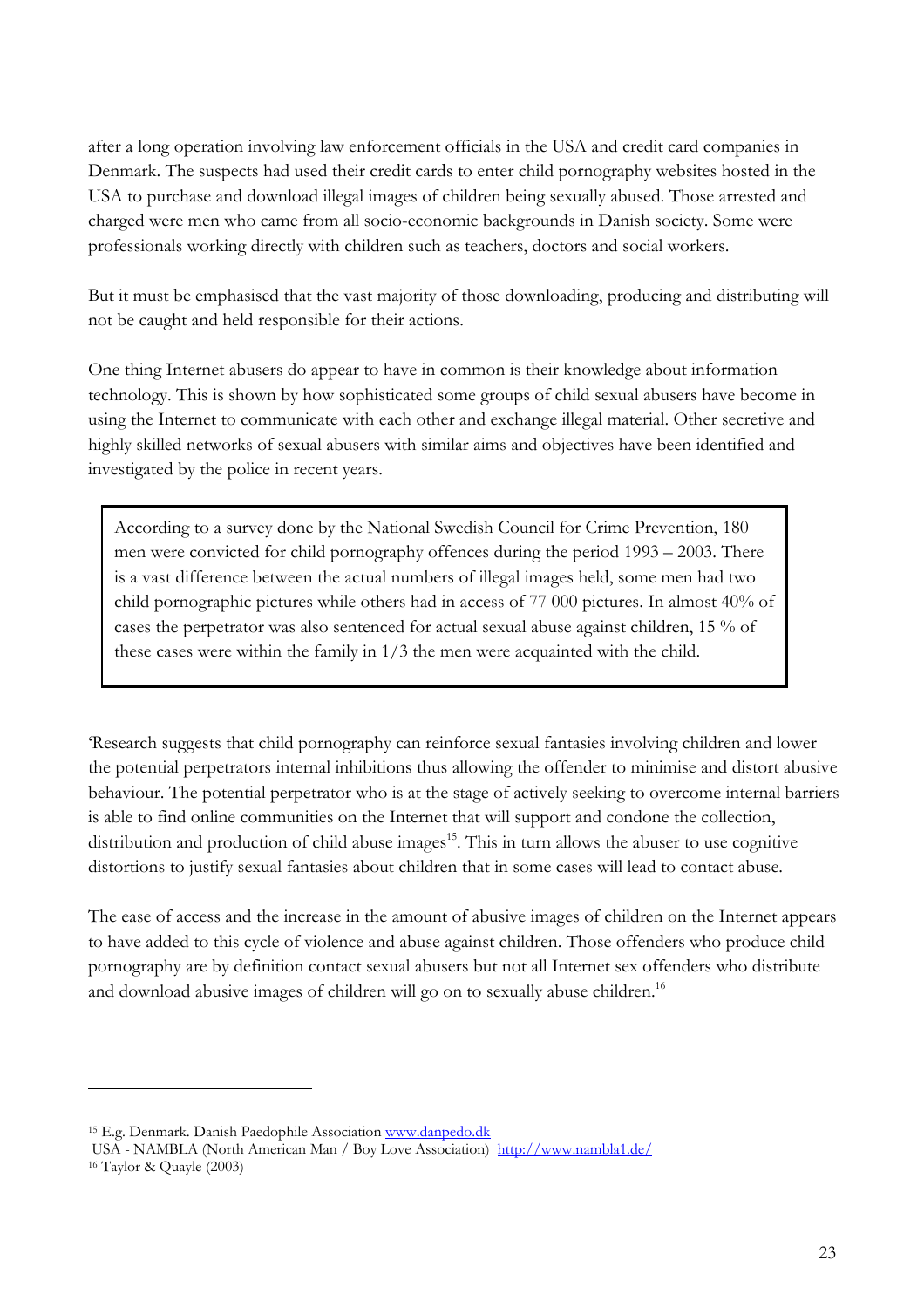after a long operation involving law enforcement officials in the USA and credit card companies in Denmark. The suspects had used their credit cards to enter child pornography websites hosted in the USA to purchase and download illegal images of children being sexually abused. Those arrested and charged were men who came from all socio-economic backgrounds in Danish society. Some were professionals working directly with children such as teachers, doctors and social workers.

But it must be emphasised that the vast majority of those downloading, producing and distributing will not be caught and held responsible for their actions.

One thing Internet abusers do appear to have in common is their knowledge about information technology. This is shown by how sophisticated some groups of child sexual abusers have become in using the Internet to communicate with each other and exchange illegal material. Other secretive and highly skilled networks of sexual abusers with similar aims and objectives have been identified and investigated by the police in recent years.

> According to a survey done by the National Swedish Council for Crime Prevention, 180 men were convicted for child pornography offences during the period 1993 – 2003. There is a vast difference between the actual numbers of illegal images held, some men had two child pornographic pictures while others had in access of 77 000 pictures. In almost 40% of cases the perpetrator was also sentenced for actual sexual abuse against children, 15 % of these cases were within the family in 1/3 the men were acquainted with the child.

'Research suggests that child pornography can reinforce sexual fantasies involving children and lower the potential perpetrators internal inhibitions thus allowing the offender to minimise and distort abusive behaviour. The potential perpetrator who is at the stage of actively seeking to overcome internal barriers is able to find online communities on the Internet that will support and condone the collection, distribution and production of child abuse images[15]. This in turn allows the abuser to use cognitive distortions to justify sexual fantasies about children that in some cases will lead to contact abuse.

The ease of access and the increase in the amount of abusive images of children on the Internet appears to have added to this cycle of violence and abuse against children. Those offenders who produce child pornography are by definition contact sexual abusers but not all Internet sex offenders who distribute and download abusive images of children will go on to sexually abuse children.[16]

---

[15] E.g. Denmark. Danish Paedophile Association www.danpedo.dk
USA - NAMBLA (North American Man / Boy Love Association) http://www.nambla1.de/

[16] Taylor & Quayle (2003)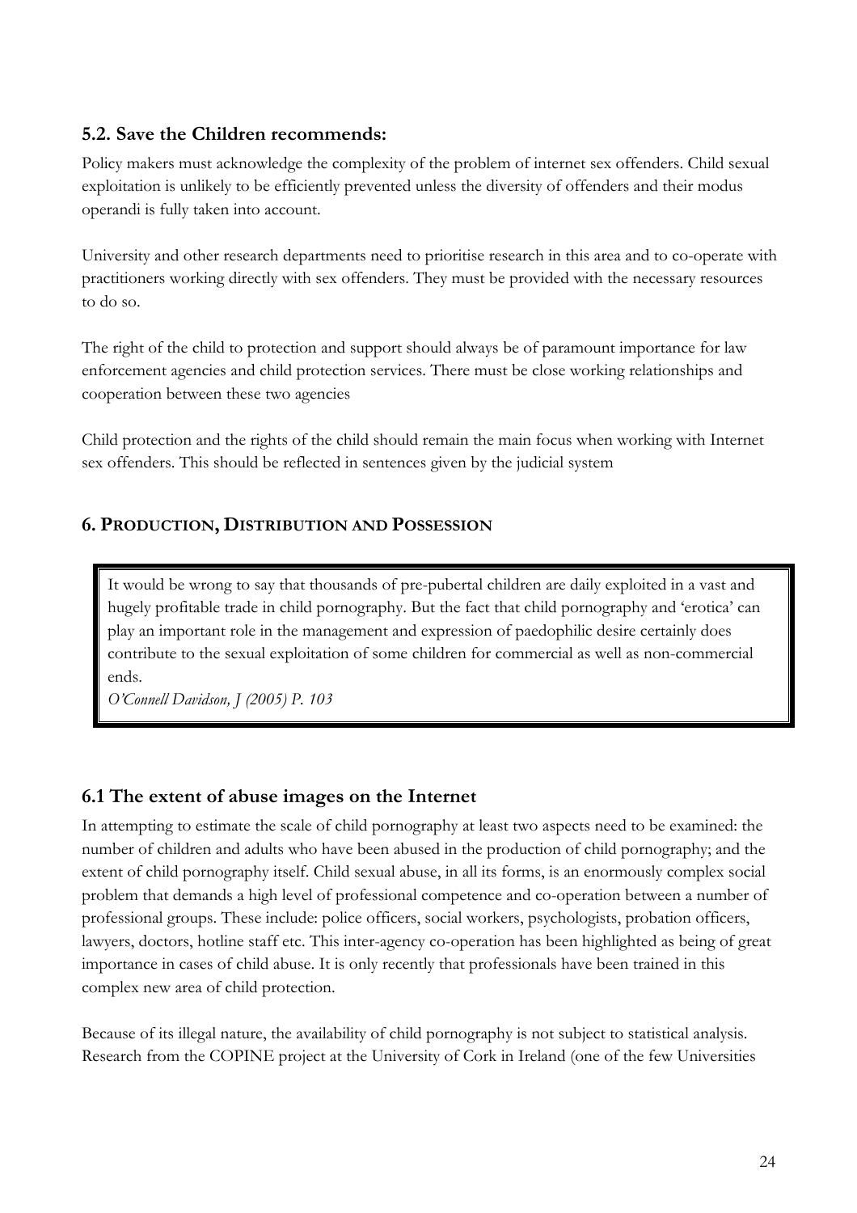### 5.2. Save the Children recommends:

Policy makers must acknowledge the complexity of the problem of internet sex offenders. Child sexual exploitation is unlikely to be efficiently prevented unless the diversity of offenders and their modus operandi is fully taken into account.

University and other research departments need to prioritise research in this area and to co-operate with practitioners working directly with sex offenders. They must be provided with the necessary resources to do so.

The right of the child to protection and support should always be of paramount importance for law enforcement agencies and child protection services. There must be close working relationships and cooperation between these two agencies

Child protection and the rights of the child should remain the main focus when working with Internet sex offenders. This should be reflected in sentences given by the judicial system

## 6. PRODUCTION, DISTRIBUTION AND POSSESSION

> It would be wrong to say that thousands of pre-pubertal children are daily exploited in a vast and hugely profitable trade in child pornography. But the fact that child pornography and 'erotica' can play an important role in the management and expression of paedophilic desire certainly does contribute to the sexual exploitation of some children for commercial as well as non-commercial ends.
> *O'Connell Davidson, J (2005) P. 103*

### 6.1 The extent of abuse images on the Internet

In attempting to estimate the scale of child pornography at least two aspects need to be examined: the number of children and adults who have been abused in the production of child pornography; and the extent of child pornography itself. Child sexual abuse, in all its forms, is an enormously complex social problem that demands a high level of professional competence and co-operation between a number of professional groups. These include: police officers, social workers, psychologists, probation officers, lawyers, doctors, hotline staff etc. This inter-agency co-operation has been highlighted as being of great importance in cases of child abuse. It is only recently that professionals have been trained in this complex new area of child protection.

Because of its illegal nature, the availability of child pornography is not subject to statistical analysis. Research from the COPINE project at the University of Cork in Ireland (one of the few Universities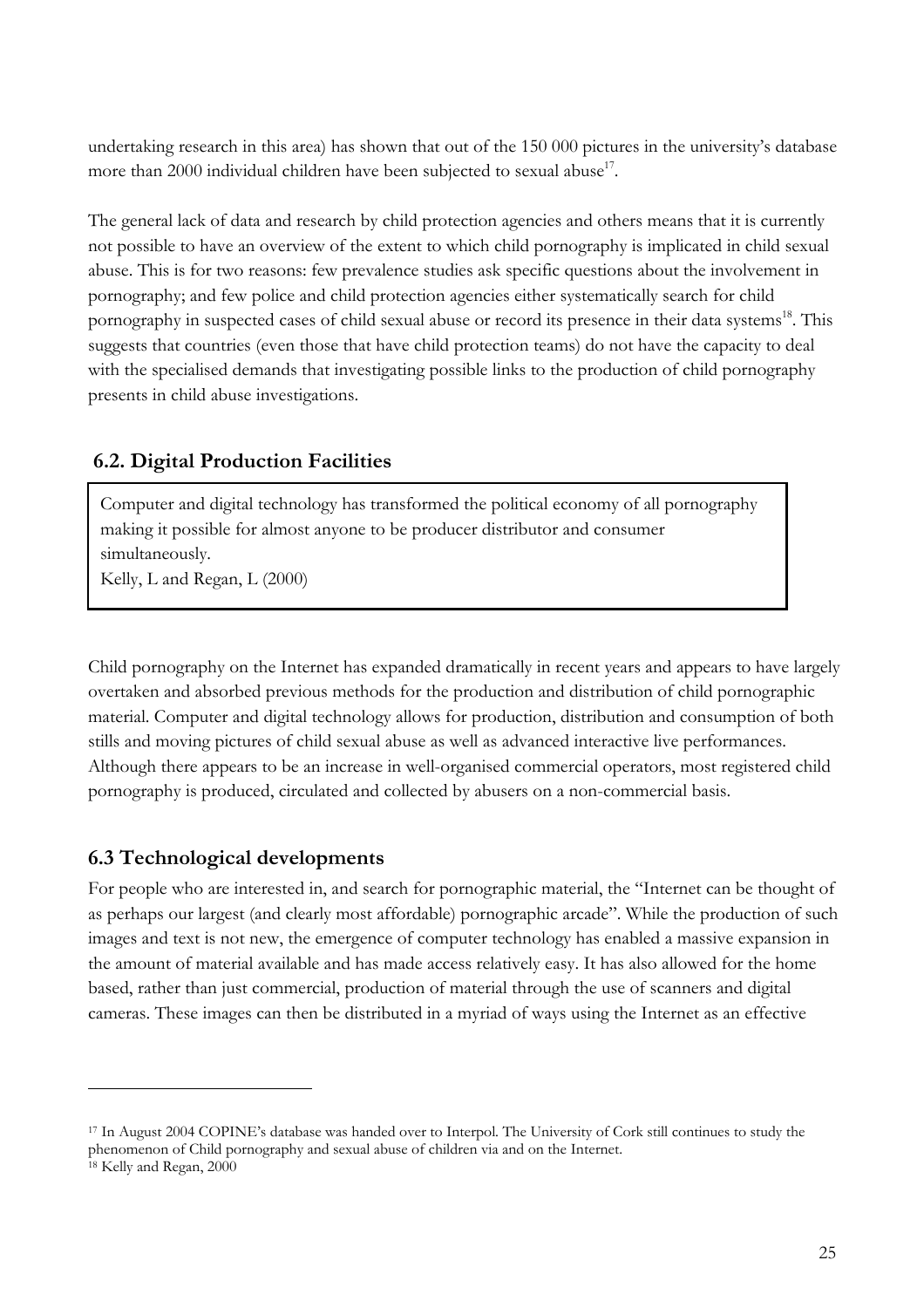undertaking research in this area) has shown that out of the 150 000 pictures in the university's database more than 2000 individual children have been subjected to sexual abuse[17].

The general lack of data and research by child protection agencies and others means that it is currently not possible to have an overview of the extent to which child pornography is implicated in child sexual abuse. This is for two reasons: few prevalence studies ask specific questions about the involvement in pornography; and few police and child protection agencies either systematically search for child pornography in suspected cases of child sexual abuse or record its presence in their data systems[18]. This suggests that countries (even those that have child protection teams) do not have the capacity to deal with the specialised demands that investigating possible links to the production of child pornography presents in child abuse investigations.

## 6.2. Digital Production Facilities

> Computer and digital technology has transformed the political economy of all pornography making it possible for almost anyone to be producer distributor and consumer simultaneously.
> Kelly, L and Regan, L (2000)

Child pornography on the Internet has expanded dramatically in recent years and appears to have largely overtaken and absorbed previous methods for the production and distribution of child pornographic material. Computer and digital technology allows for production, distribution and consumption of both stills and moving pictures of child sexual abuse as well as advanced interactive live performances. Although there appears to be an increase in well-organised commercial operators, most registered child pornography is produced, circulated and collected by abusers on a non-commercial basis.

## 6.3 Technological developments

For people who are interested in, and search for pornographic material, the "Internet can be thought of as perhaps our largest (and clearly most affordable) pornographic arcade". While the production of such images and text is not new, the emergence of computer technology has enabled a massive expansion in the amount of material available and has made access relatively easy. It has also allowed for the home based, rather than just commercial, production of material through the use of scanners and digital cameras. These images can then be distributed in a myriad of ways using the Internet as an effective

---

[17] In August 2004 COPINE's database was handed over to Interpol. The University of Cork still continues to study the phenomenon of Child pornography and sexual abuse of children via and on the Internet.

[18] Kelly and Regan, 2000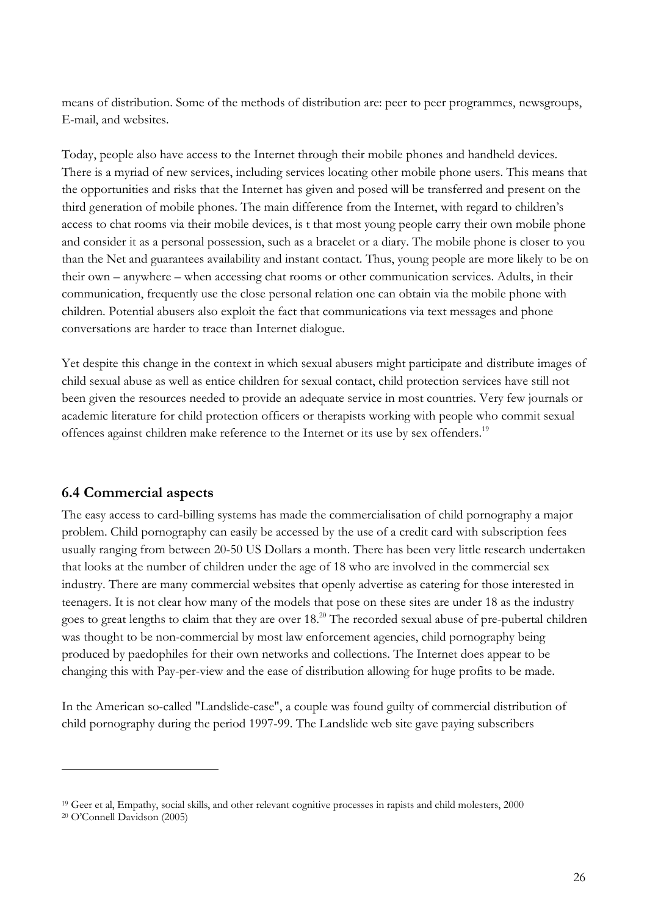means of distribution. Some of the methods of distribution are: peer to peer programmes, newsgroups, E-mail, and websites.

Today, people also have access to the Internet through their mobile phones and handheld devices. There is a myriad of new services, including services locating other mobile phone users. This means that the opportunities and risks that the Internet has given and posed will be transferred and present on the third generation of mobile phones. The main difference from the Internet, with regard to children's access to chat rooms via their mobile devices, is t that most young people carry their own mobile phone and consider it as a personal possession, such as a bracelet or a diary. The mobile phone is closer to you than the Net and guarantees availability and instant contact. Thus, young people are more likely to be on their own – anywhere – when accessing chat rooms or other communication services. Adults, in their communication, frequently use the close personal relation one can obtain via the mobile phone with children. Potential abusers also exploit the fact that communications via text messages and phone conversations are harder to trace than Internet dialogue.

Yet despite this change in the context in which sexual abusers might participate and distribute images of child sexual abuse as well as entice children for sexual contact, child protection services have still not been given the resources needed to provide an adequate service in most countries. Very few journals or academic literature for child protection officers or therapists working with people who commit sexual offences against children make reference to the Internet or its use by sex offenders.[19]

## 6.4 Commercial aspects

The easy access to card-billing systems has made the commercialisation of child pornography a major problem. Child pornography can easily be accessed by the use of a credit card with subscription fees usually ranging from between 20-50 US Dollars a month. There has been very little research undertaken that looks at the number of children under the age of 18 who are involved in the commercial sex industry. There are many commercial websites that openly advertise as catering for those interested in teenagers. It is not clear how many of the models that pose on these sites are under 18 as the industry goes to great lengths to claim that they are over 18.[20] The recorded sexual abuse of pre-pubertal children was thought to be non-commercial by most law enforcement agencies, child pornography being produced by paedophiles for their own networks and collections. The Internet does appear to be changing this with Pay-per-view and the ease of distribution allowing for huge profits to be made.

In the American so-called "Landslide-case", a couple was found guilty of commercial distribution of child pornography during the period 1997-99. The Landslide web site gave paying subscribers

---

[19] Geer et al, Empathy, social skills, and other relevant cognitive processes in rapists and child molesters, 2000

[20] O'Connell Davidson (2005)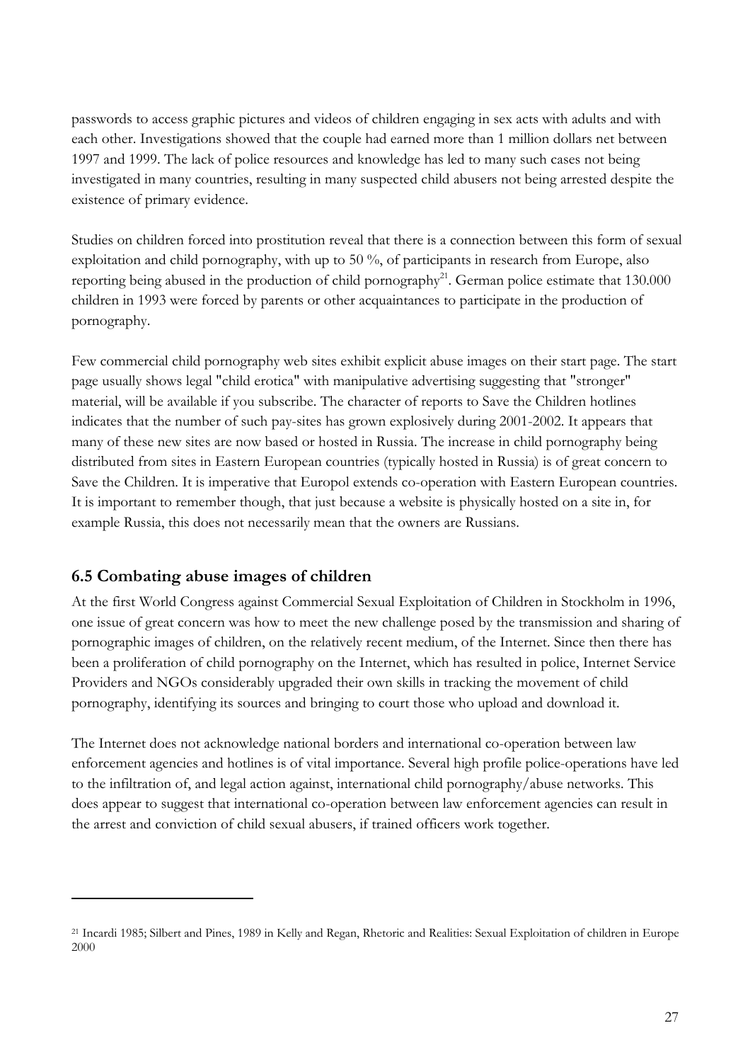passwords to access graphic pictures and videos of children engaging in sex acts with adults and with each other. Investigations showed that the couple had earned more than 1 million dollars net between 1997 and 1999. The lack of police resources and knowledge has led to many such cases not being investigated in many countries, resulting in many suspected child abusers not being arrested despite the existence of primary evidence.

Studies on children forced into prostitution reveal that there is a connection between this form of sexual exploitation and child pornography, with up to 50 %, of participants in research from Europe, also reporting being abused in the production of child pornography[21]. German police estimate that 130.000 children in 1993 were forced by parents or other acquaintances to participate in the production of pornography.

Few commercial child pornography web sites exhibit explicit abuse images on their start page. The start page usually shows legal "child erotica" with manipulative advertising suggesting that "stronger" material, will be available if you subscribe. The character of reports to Save the Children hotlines indicates that the number of such pay-sites has grown explosively during 2001-2002. It appears that many of these new sites are now based or hosted in Russia. The increase in child pornography being distributed from sites in Eastern European countries (typically hosted in Russia) is of great concern to Save the Children. It is imperative that Europol extends co-operation with Eastern European countries. It is important to remember though, that just because a website is physically hosted on a site in, for example Russia, this does not necessarily mean that the owners are Russians.

## 6.5 Combating abuse images of children

At the first World Congress against Commercial Sexual Exploitation of Children in Stockholm in 1996, one issue of great concern was how to meet the new challenge posed by the transmission and sharing of pornographic images of children, on the relatively recent medium, of the Internet. Since then there has been a proliferation of child pornography on the Internet, which has resulted in police, Internet Service Providers and NGOs considerably upgraded their own skills in tracking the movement of child pornography, identifying its sources and bringing to court those who upload and download it.

The Internet does not acknowledge national borders and international co-operation between law enforcement agencies and hotlines is of vital importance. Several high profile police-operations have led to the infiltration of, and legal action against, international child pornography/abuse networks. This does appear to suggest that international co-operation between law enforcement agencies can result in the arrest and conviction of child sexual abusers, if trained officers work together.

---

[21] Incardi 1985; Silbert and Pines, 1989 in Kelly and Regan, Rhetoric and Realities: Sexual Exploitation of children in Europe 2000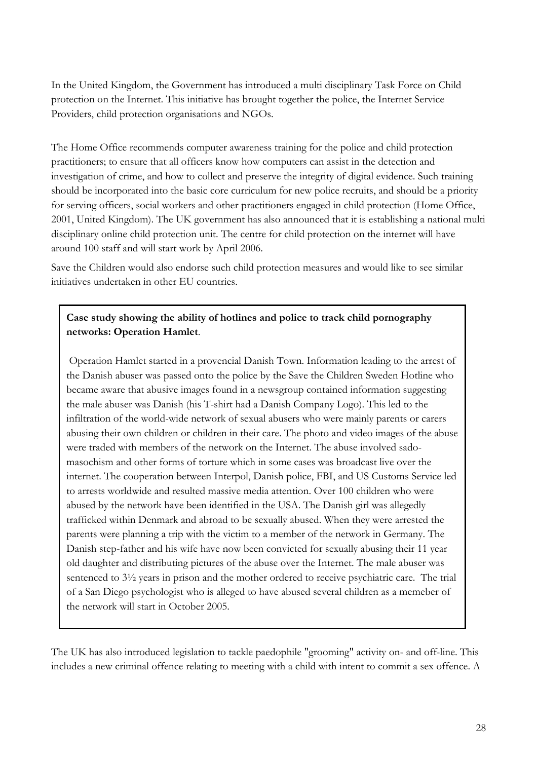In the United Kingdom, the Government has introduced a multi disciplinary Task Force on Child protection on the Internet. This initiative has brought together the police, the Internet Service Providers, child protection organisations and NGOs.

The Home Office recommends computer awareness training for the police and child protection practitioners; to ensure that all officers know how computers can assist in the detection and investigation of crime, and how to collect and preserve the integrity of digital evidence. Such training should be incorporated into the basic core curriculum for new police recruits, and should be a priority for serving officers, social workers and other practitioners engaged in child protection (Home Office, 2001, United Kingdom). The UK government has also announced that it is establishing a national multi disciplinary online child protection unit. The centre for child protection on the internet will have around 100 staff and will start work by April 2006.

Save the Children would also endorse such child protection measures and would like to see similar initiatives undertaken in other EU countries.

> **Case study showing the ability of hotlines and police to track child pornography networks: Operation Hamlet**.
>
> Operation Hamlet started in a provencial Danish Town. Information leading to the arrest of the Danish abuser was passed onto the police by the Save the Children Sweden Hotline who became aware that abusive images found in a newsgroup contained information suggesting the male abuser was Danish (his T-shirt had a Danish Company Logo). This led to the infiltration of the world-wide network of sexual abusers who were mainly parents or carers abusing their own children or children in their care. The photo and video images of the abuse were traded with members of the network on the Internet. The abuse involved sado-masochism and other forms of torture which in some cases was broadcast live over the internet. The cooperation between Interpol, Danish police, FBI, and US Customs Service led to arrests worldwide and resulted massive media attention. Over 100 children who were abused by the network have been identified in the USA. The Danish girl was allegedly trafficked within Denmark and abroad to be sexually abused. When they were arrested the parents were planning a trip with the victim to a member of the network in Germany. The Danish step-father and his wife have now been convicted for sexually abusing their 11 year old daughter and distributing pictures of the abuse over the Internet. The male abuser was sentenced to 3½ years in prison and the mother ordered to receive psychiatric care. The trial of a San Diego psychologist who is alleged to have abused several children as a memeber of the network will start in October 2005.

The UK has also introduced legislation to tackle paedophile "grooming" activity on- and off-line. This includes a new criminal offence relating to meeting with a child with intent to commit a sex offence. A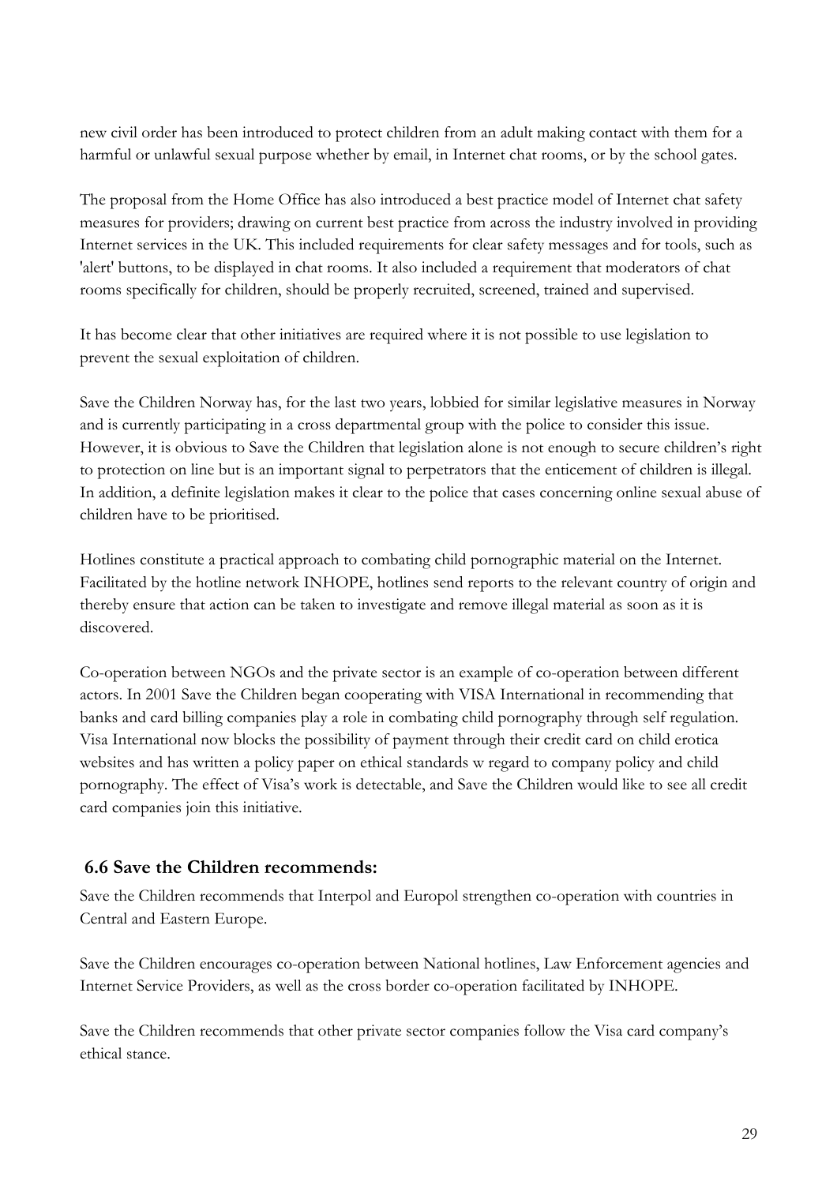new civil order has been introduced to protect children from an adult making contact with them for a harmful or unlawful sexual purpose whether by email, in Internet chat rooms, or by the school gates.

The proposal from the Home Office has also introduced a best practice model of Internet chat safety measures for providers; drawing on current best practice from across the industry involved in providing Internet services in the UK. This included requirements for clear safety messages and for tools, such as 'alert' buttons, to be displayed in chat rooms. It also included a requirement that moderators of chat rooms specifically for children, should be properly recruited, screened, trained and supervised.

It has become clear that other initiatives are required where it is not possible to use legislation to prevent the sexual exploitation of children.

Save the Children Norway has, for the last two years, lobbied for similar legislative measures in Norway and is currently participating in a cross departmental group with the police to consider this issue. However, it is obvious to Save the Children that legislation alone is not enough to secure children's right to protection on line but is an important signal to perpetrators that the enticement of children is illegal. In addition, a definite legislation makes it clear to the police that cases concerning online sexual abuse of children have to be prioritised.

Hotlines constitute a practical approach to combating child pornographic material on the Internet. Facilitated by the hotline network INHOPE, hotlines send reports to the relevant country of origin and thereby ensure that action can be taken to investigate and remove illegal material as soon as it is discovered.

Co-operation between NGOs and the private sector is an example of co-operation between different actors. In 2001 Save the Children began cooperating with VISA International in recommending that banks and card billing companies play a role in combating child pornography through self regulation. Visa International now blocks the possibility of payment through their credit card on child erotica websites and has written a policy paper on ethical standards w regard to company policy and child pornography. The effect of Visa's work is detectable, and Save the Children would like to see all credit card companies join this initiative.

## 6.6 Save the Children recommends:

Save the Children recommends that Interpol and Europol strengthen co-operation with countries in Central and Eastern Europe.

Save the Children encourages co-operation between National hotlines, Law Enforcement agencies and Internet Service Providers, as well as the cross border co-operation facilitated by INHOPE.

Save the Children recommends that other private sector companies follow the Visa card company's ethical stance.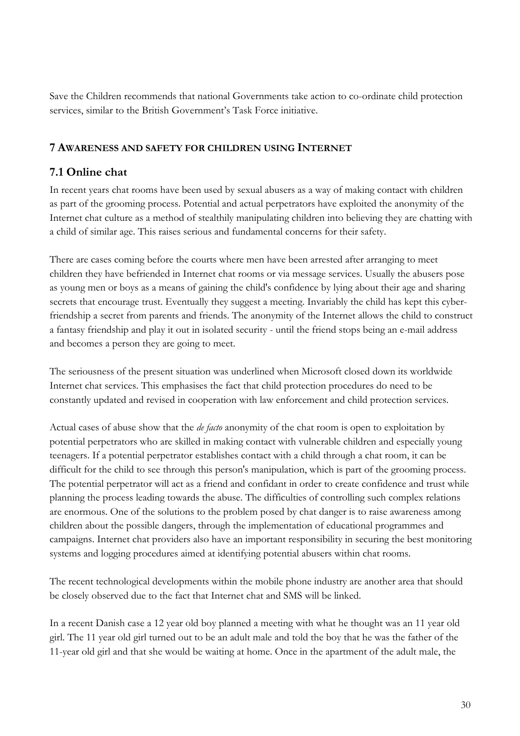Save the Children recommends that national Governments take action to co-ordinate child protection services, similar to the British Government's Task Force initiative.

## 7 Awareness and safety for children using Internet

### 7.1 Online chat

In recent years chat rooms have been used by sexual abusers as a way of making contact with children as part of the grooming process. Potential and actual perpetrators have exploited the anonymity of the Internet chat culture as a method of stealthily manipulating children into believing they are chatting with a child of similar age. This raises serious and fundamental concerns for their safety.

There are cases coming before the courts where men have been arrested after arranging to meet children they have befriended in Internet chat rooms or via message services. Usually the abusers pose as young men or boys as a means of gaining the child's confidence by lying about their age and sharing secrets that encourage trust. Eventually they suggest a meeting. Invariably the child has kept this cyber-friendship a secret from parents and friends. The anonymity of the Internet allows the child to construct a fantasy friendship and play it out in isolated security - until the friend stops being an e-mail address and becomes a person they are going to meet.

The seriousness of the present situation was underlined when Microsoft closed down its worldwide Internet chat services. This emphasises the fact that child protection procedures do need to be constantly updated and revised in cooperation with law enforcement and child protection services.

Actual cases of abuse show that the *de facto* anonymity of the chat room is open to exploitation by potential perpetrators who are skilled in making contact with vulnerable children and especially young teenagers. If a potential perpetrator establishes contact with a child through a chat room, it can be difficult for the child to see through this person's manipulation, which is part of the grooming process. The potential perpetrator will act as a friend and confidant in order to create confidence and trust while planning the process leading towards the abuse. The difficulties of controlling such complex relations are enormous. One of the solutions to the problem posed by chat danger is to raise awareness among children about the possible dangers, through the implementation of educational programmes and campaigns. Internet chat providers also have an important responsibility in securing the best monitoring systems and logging procedures aimed at identifying potential abusers within chat rooms.

The recent technological developments within the mobile phone industry are another area that should be closely observed due to the fact that Internet chat and SMS will be linked.

In a recent Danish case a 12 year old boy planned a meeting with what he thought was an 11 year old girl. The 11 year old girl turned out to be an adult male and told the boy that he was the father of the 11-year old girl and that she would be waiting at home. Once in the apartment of the adult male, the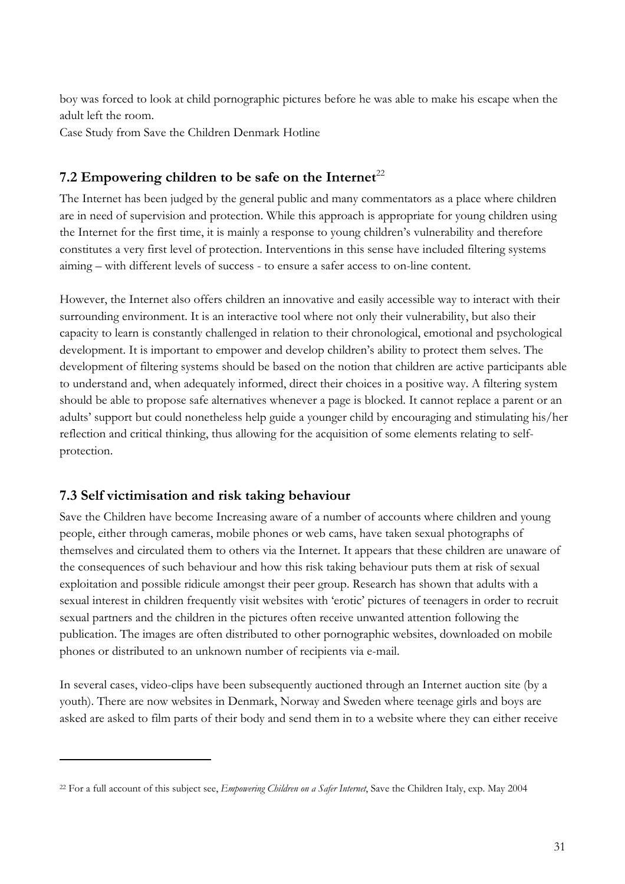boy was forced to look at child pornographic pictures before he was able to make his escape when the adult left the room.
Case Study from Save the Children Denmark Hotline

## 7.2 Empowering children to be safe on the Internet[22]

The Internet has been judged by the general public and many commentators as a place where children are in need of supervision and protection. While this approach is appropriate for young children using the Internet for the first time, it is mainly a response to young children's vulnerability and therefore constitutes a very first level of protection. Interventions in this sense have included filtering systems aiming – with different levels of success - to ensure a safer access to on-line content.

However, the Internet also offers children an innovative and easily accessible way to interact with their surrounding environment. It is an interactive tool where not only their vulnerability, but also their capacity to learn is constantly challenged in relation to their chronological, emotional and psychological development. It is important to empower and develop children's ability to protect them selves. The development of filtering systems should be based on the notion that children are active participants able to understand and, when adequately informed, direct their choices in a positive way. A filtering system should be able to propose safe alternatives whenever a page is blocked. It cannot replace a parent or an adults' support but could nonetheless help guide a younger child by encouraging and stimulating his/her reflection and critical thinking, thus allowing for the acquisition of some elements relating to self-protection.

## 7.3 Self victimisation and risk taking behaviour

Save the Children have become Increasing aware of a number of accounts where children and young people, either through cameras, mobile phones or web cams, have taken sexual photographs of themselves and circulated them to others via the Internet. It appears that these children are unaware of the consequences of such behaviour and how this risk taking behaviour puts them at risk of sexual exploitation and possible ridicule amongst their peer group. Research has shown that adults with a sexual interest in children frequently visit websites with 'erotic' pictures of teenagers in order to recruit sexual partners and the children in the pictures often receive unwanted attention following the publication. The images are often distributed to other pornographic websites, downloaded on mobile phones or distributed to an unknown number of recipients via e-mail.

In several cases, video-clips have been subsequently auctioned through an Internet auction site (by a youth). There are now websites in Denmark, Norway and Sweden where teenage girls and boys are asked are asked to film parts of their body and send them in to a website where they can either receive

[22] For a full account of this subject see, *Empowering Children on a Safer Internet*, Save the Children Italy, exp. May 2004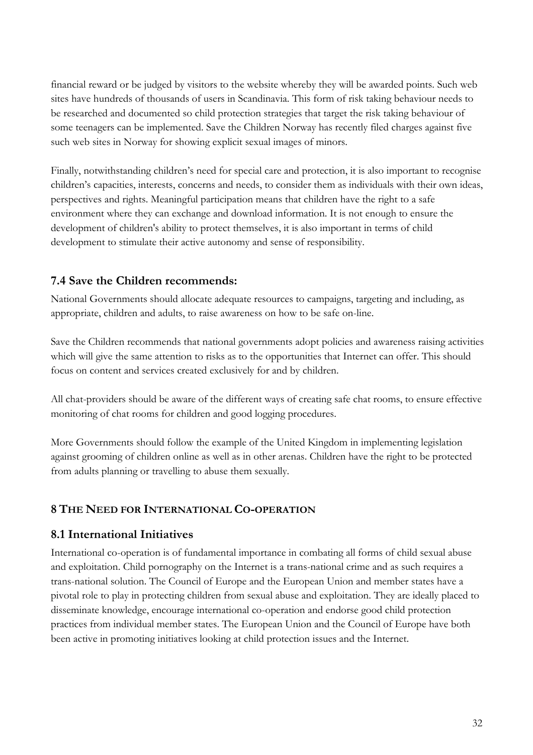financial reward or be judged by visitors to the website whereby they will be awarded points. Such web sites have hundreds of thousands of users in Scandinavia. This form of risk taking behaviour needs to be researched and documented so child protection strategies that target the risk taking behaviour of some teenagers can be implemented. Save the Children Norway has recently filed charges against five such web sites in Norway for showing explicit sexual images of minors.

Finally, notwithstanding children's need for special care and protection, it is also important to recognise children's capacities, interests, concerns and needs, to consider them as individuals with their own ideas, perspectives and rights. Meaningful participation means that children have the right to a safe environment where they can exchange and download information. It is not enough to ensure the development of children's ability to protect themselves, it is also important in terms of child development to stimulate their active autonomy and sense of responsibility.

### 7.4 Save the Children recommends:

National Governments should allocate adequate resources to campaigns, targeting and including, as appropriate, children and adults, to raise awareness on how to be safe on-line.

Save the Children recommends that national governments adopt policies and awareness raising activities which will give the same attention to risks as to the opportunities that Internet can offer. This should focus on content and services created exclusively for and by children.

All chat-providers should be aware of the different ways of creating safe chat rooms, to ensure effective monitoring of chat rooms for children and good logging procedures.

More Governments should follow the example of the United Kingdom in implementing legislation against grooming of children online as well as in other arenas. Children have the right to be protected from adults planning or travelling to abuse them sexually.

## 8 The Need for International Co-operation

### 8.1 International Initiatives

International co-operation is of fundamental importance in combating all forms of child sexual abuse and exploitation. Child pornography on the Internet is a trans-national crime and as such requires a trans-national solution. The Council of Europe and the European Union and member states have a pivotal role to play in protecting children from sexual abuse and exploitation. They are ideally placed to disseminate knowledge, encourage international co-operation and endorse good child protection practices from individual member states. The European Union and the Council of Europe have both been active in promoting initiatives looking at child protection issues and the Internet.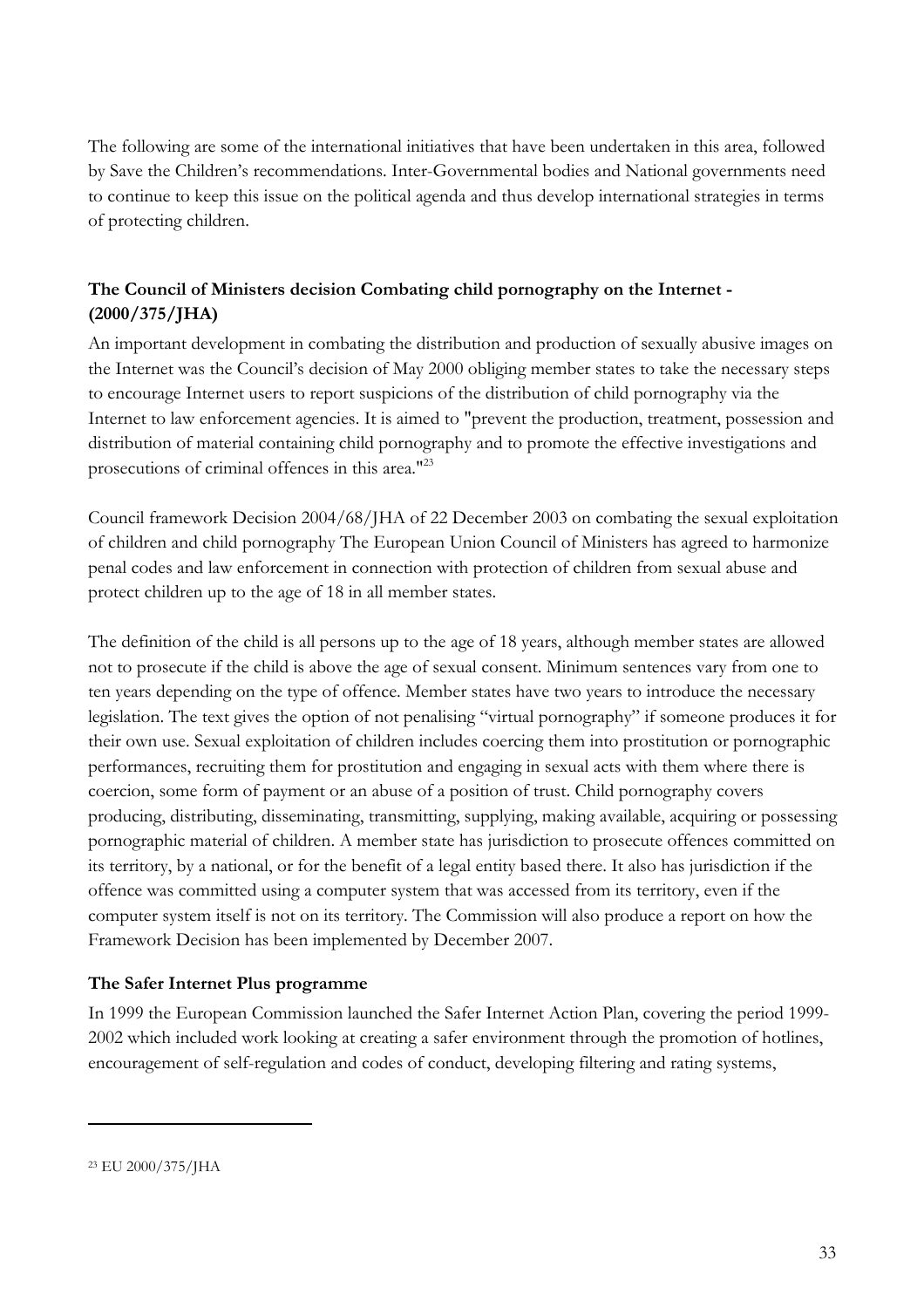The following are some of the international initiatives that have been undertaken in this area, followed by Save the Children's recommendations. Inter-Governmental bodies and National governments need to continue to keep this issue on the political agenda and thus develop international strategies in terms of protecting children.

**The Council of Ministers decision Combating child pornography on the Internet - (2000/375/JHA)**

An important development in combating the distribution and production of sexually abusive images on the Internet was the Council's decision of May 2000 obliging member states to take the necessary steps to encourage Internet users to report suspicions of the distribution of child pornography via the Internet to law enforcement agencies. It is aimed to "prevent the production, treatment, possession and distribution of material containing child pornography and to promote the effective investigations and prosecutions of criminal offences in this area."[23]

Council framework Decision 2004/68/JHA of 22 December 2003 on combating the sexual exploitation of children and child pornography The European Union Council of Ministers has agreed to harmonize penal codes and law enforcement in connection with protection of children from sexual abuse and protect children up to the age of 18 in all member states.

The definition of the child is all persons up to the age of 18 years, although member states are allowed not to prosecute if the child is above the age of sexual consent. Minimum sentences vary from one to ten years depending on the type of offence. Member states have two years to introduce the necessary legislation. The text gives the option of not penalising "virtual pornography" if someone produces it for their own use. Sexual exploitation of children includes coercing them into prostitution or pornographic performances, recruiting them for prostitution and engaging in sexual acts with them where there is coercion, some form of payment or an abuse of a position of trust. Child pornography covers producing, distributing, disseminating, transmitting, supplying, making available, acquiring or possessing pornographic material of children. A member state has jurisdiction to prosecute offences committed on its territory, by a national, or for the benefit of a legal entity based there. It also has jurisdiction if the offence was committed using a computer system that was accessed from its territory, even if the computer system itself is not on its territory. The Commission will also produce a report on how the Framework Decision has been implemented by December 2007.

**The Safer Internet Plus programme**

In 1999 the European Commission launched the Safer Internet Action Plan, covering the period 1999-2002 which included work looking at creating a safer environment through the promotion of hotlines, encouragement of self-regulation and codes of conduct, developing filtering and rating systems,

---

[23] EU 2000/375/JHA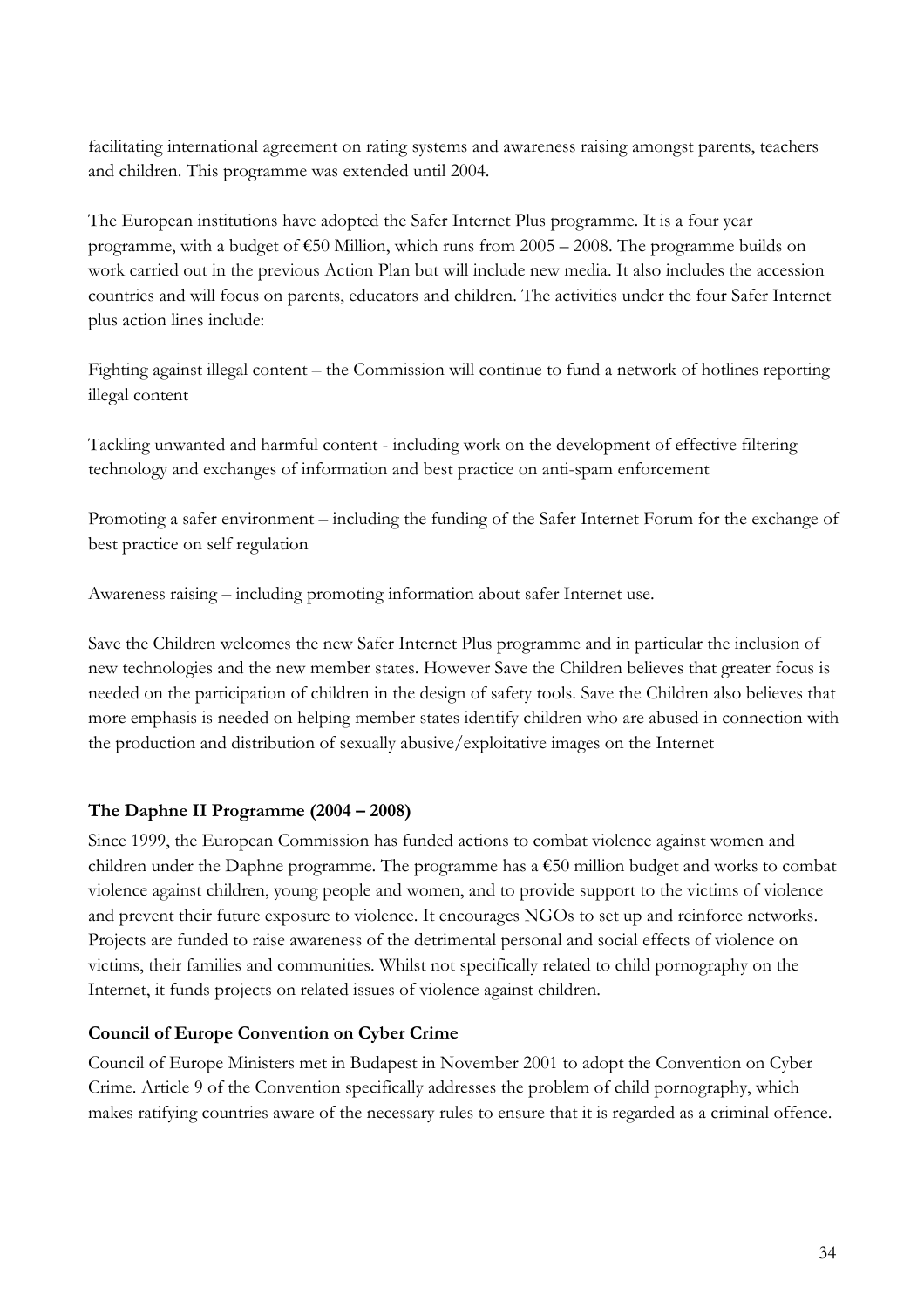facilitating international agreement on rating systems and awareness raising amongst parents, teachers and children. This programme was extended until 2004.

The European institutions have adopted the Safer Internet Plus programme. It is a four year programme, with a budget of €50 Million, which runs from 2005 – 2008. The programme builds on work carried out in the previous Action Plan but will include new media. It also includes the accession countries and will focus on parents, educators and children. The activities under the four Safer Internet plus action lines include:

Fighting against illegal content – the Commission will continue to fund a network of hotlines reporting illegal content

Tackling unwanted and harmful content - including work on the development of effective filtering technology and exchanges of information and best practice on anti-spam enforcement

Promoting a safer environment – including the funding of the Safer Internet Forum for the exchange of best practice on self regulation

Awareness raising – including promoting information about safer Internet use.

Save the Children welcomes the new Safer Internet Plus programme and in particular the inclusion of new technologies and the new member states. However Save the Children believes that greater focus is needed on the participation of children in the design of safety tools. Save the Children also believes that more emphasis is needed on helping member states identify children who are abused in connection with the production and distribution of sexually abusive/exploitative images on the Internet

**The Daphne II Programme (2004 – 2008)**

Since 1999, the European Commission has funded actions to combat violence against women and children under the Daphne programme. The programme has a €50 million budget and works to combat violence against children, young people and women, and to provide support to the victims of violence and prevent their future exposure to violence. It encourages NGOs to set up and reinforce networks. Projects are funded to raise awareness of the detrimental personal and social effects of violence on victims, their families and communities. Whilst not specifically related to child pornography on the Internet, it funds projects on related issues of violence against children.

**Council of Europe Convention on Cyber Crime**

Council of Europe Ministers met in Budapest in November 2001 to adopt the Convention on Cyber Crime. Article 9 of the Convention specifically addresses the problem of child pornography, which makes ratifying countries aware of the necessary rules to ensure that it is regarded as a criminal offence.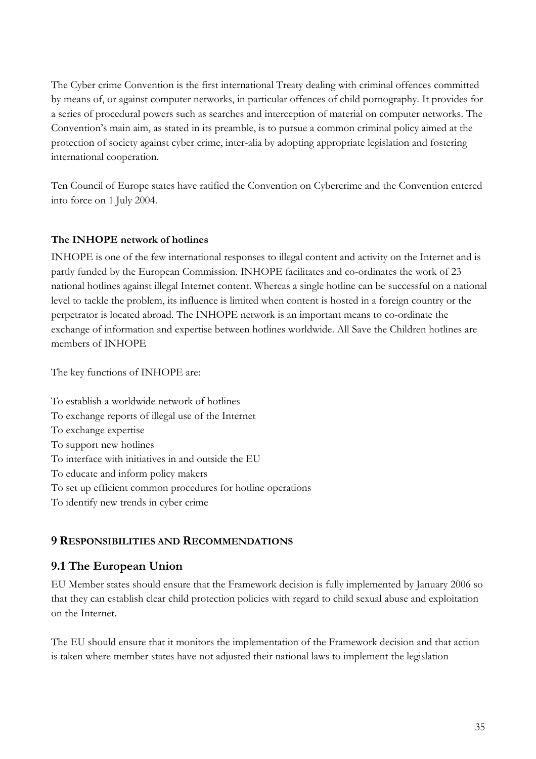The Cyber crime Convention is the first international Treaty dealing with criminal offences committed by means of, or against computer networks, in particular offences of child pornography. It provides for a series of procedural powers such as searches and interception of material on computer networks. The Convention's main aim, as stated in its preamble, is to pursue a common criminal policy aimed at the protection of society against cyber crime, inter-alia by adopting appropriate legislation and fostering international cooperation.

Ten Council of Europe states have ratified the Convention on Cybercrime and the Convention entered into force on 1 July 2004.

**The INHOPE network of hotlines**

INHOPE is one of the few international responses to illegal content and activity on the Internet and is partly funded by the European Commission. INHOPE facilitates and co-ordinates the work of 23 national hotlines against illegal Internet content. Whereas a single hotline can be successful on a national level to tackle the problem, its influence is limited when content is hosted in a foreign country or the perpetrator is located abroad. The INHOPE network is an important means to co-ordinate the exchange of information and expertise between hotlines worldwide. All Save the Children hotlines are members of INHOPE

The key functions of INHOPE are:

To establish a worldwide network of hotlines
To exchange reports of illegal use of the Internet
To exchange expertise
To support new hotlines
To interface with initiatives in and outside the EU
To educate and inform policy makers
To set up efficient common procedures for hotline operations
To identify new trends in cyber crime

## 9 Responsibilities and Recommendations

### 9.1 The European Union

EU Member states should ensure that the Framework decision is fully implemented by January 2006 so that they can establish clear child protection policies with regard to child sexual abuse and exploitation on the Internet.

The EU should ensure that it monitors the implementation of the Framework decision and that action is taken where member states have not adjusted their national laws to implement the legislation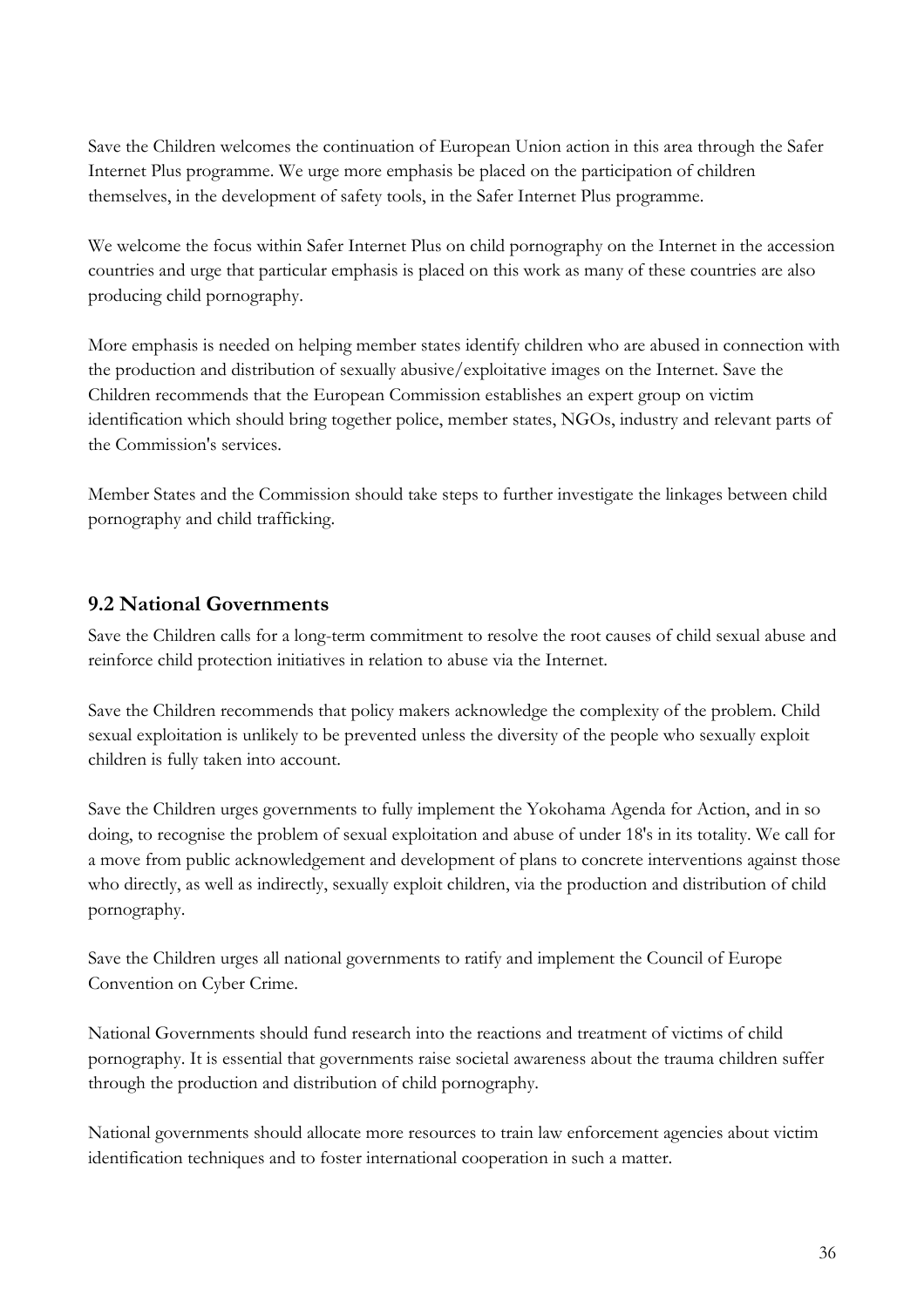Save the Children welcomes the continuation of European Union action in this area through the Safer Internet Plus programme. We urge more emphasis be placed on the participation of children themselves, in the development of safety tools, in the Safer Internet Plus programme.

We welcome the focus within Safer Internet Plus on child pornography on the Internet in the accession countries and urge that particular emphasis is placed on this work as many of these countries are also producing child pornography.

More emphasis is needed on helping member states identify children who are abused in connection with the production and distribution of sexually abusive/exploitative images on the Internet. Save the Children recommends that the European Commission establishes an expert group on victim identification which should bring together police, member states, NGOs, industry and relevant parts of the Commission's services.

Member States and the Commission should take steps to further investigate the linkages between child pornography and child trafficking.

## 9.2 National Governments

Save the Children calls for a long-term commitment to resolve the root causes of child sexual abuse and reinforce child protection initiatives in relation to abuse via the Internet.

Save the Children recommends that policy makers acknowledge the complexity of the problem. Child sexual exploitation is unlikely to be prevented unless the diversity of the people who sexually exploit children is fully taken into account.

Save the Children urges governments to fully implement the Yokohama Agenda for Action, and in so doing, to recognise the problem of sexual exploitation and abuse of under 18's in its totality. We call for a move from public acknowledgement and development of plans to concrete interventions against those who directly, as well as indirectly, sexually exploit children, via the production and distribution of child pornography.

Save the Children urges all national governments to ratify and implement the Council of Europe Convention on Cyber Crime.

National Governments should fund research into the reactions and treatment of victims of child pornography. It is essential that governments raise societal awareness about the trauma children suffer through the production and distribution of child pornography.

National governments should allocate more resources to train law enforcement agencies about victim identification techniques and to foster international cooperation in such a matter.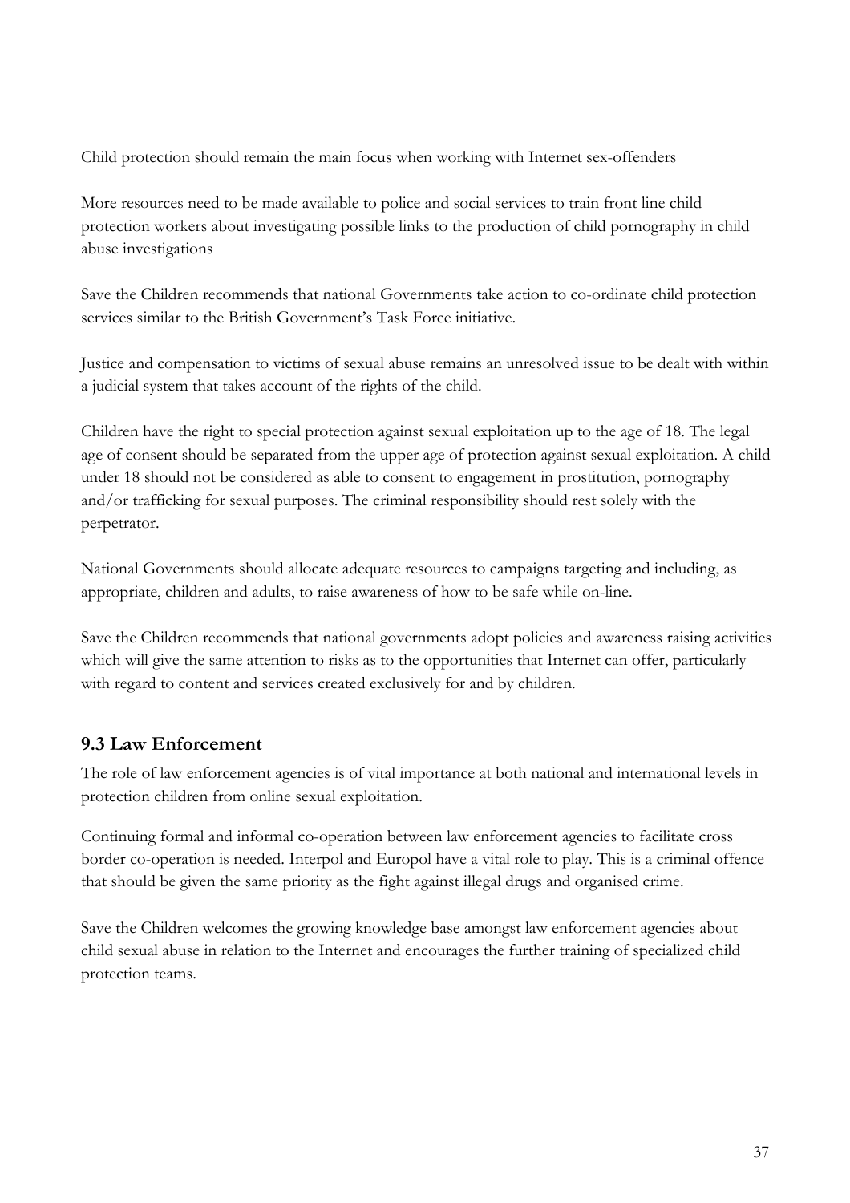Child protection should remain the main focus when working with Internet sex-offenders

More resources need to be made available to police and social services to train front line child protection workers about investigating possible links to the production of child pornography in child abuse investigations

Save the Children recommends that national Governments take action to co-ordinate child protection services similar to the British Government's Task Force initiative.

Justice and compensation to victims of sexual abuse remains an unresolved issue to be dealt with within a judicial system that takes account of the rights of the child.

Children have the right to special protection against sexual exploitation up to the age of 18. The legal age of consent should be separated from the upper age of protection against sexual exploitation. A child under 18 should not be considered as able to consent to engagement in prostitution, pornography and/or trafficking for sexual purposes. The criminal responsibility should rest solely with the perpetrator.

National Governments should allocate adequate resources to campaigns targeting and including, as appropriate, children and adults, to raise awareness of how to be safe while on-line.

Save the Children recommends that national governments adopt policies and awareness raising activities which will give the same attention to risks as to the opportunities that Internet can offer, particularly with regard to content and services created exclusively for and by children.

## 9.3 Law Enforcement

The role of law enforcement agencies is of vital importance at both national and international levels in protection children from online sexual exploitation.

Continuing formal and informal co-operation between law enforcement agencies to facilitate cross border co-operation is needed. Interpol and Europol have a vital role to play. This is a criminal offence that should be given the same priority as the fight against illegal drugs and organised crime.

Save the Children welcomes the growing knowledge base amongst law enforcement agencies about child sexual abuse in relation to the Internet and encourages the further training of specialized child protection teams.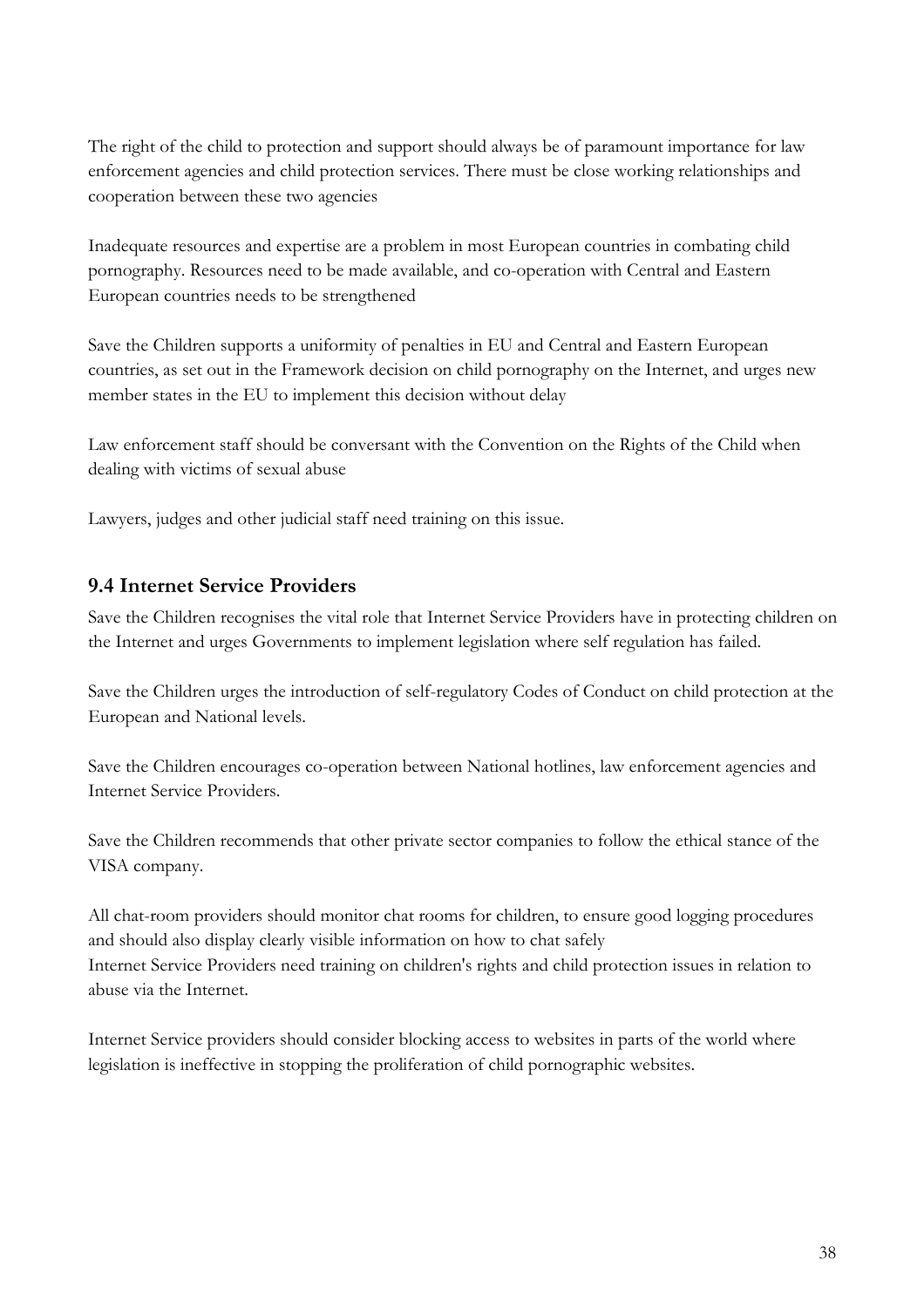The right of the child to protection and support should always be of paramount importance for law enforcement agencies and child protection services. There must be close working relationships and cooperation between these two agencies

Inadequate resources and expertise are a problem in most European countries in combating child pornography. Resources need to be made available, and co-operation with Central and Eastern European countries needs to be strengthened

Save the Children supports a uniformity of penalties in EU and Central and Eastern European countries, as set out in the Framework decision on child pornography on the Internet, and urges new member states in the EU to implement this decision without delay

Law enforcement staff should be conversant with the Convention on the Rights of the Child when dealing with victims of sexual abuse

Lawyers, judges and other judicial staff need training on this issue.

## 9.4 Internet Service Providers

Save the Children recognises the vital role that Internet Service Providers have in protecting children on the Internet and urges Governments to implement legislation where self regulation has failed.

Save the Children urges the introduction of self-regulatory Codes of Conduct on child protection at the European and National levels.

Save the Children encourages co-operation between National hotlines, law enforcement agencies and Internet Service Providers.

Save the Children recommends that other private sector companies to follow the ethical stance of the VISA company.

All chat-room providers should monitor chat rooms for children, to ensure good logging procedures and should also display clearly visible information on how to chat safely
Internet Service Providers need training on children's rights and child protection issues in relation to abuse via the Internet.

Internet Service providers should consider blocking access to websites in parts of the world where legislation is ineffective in stopping the proliferation of child pornographic websites.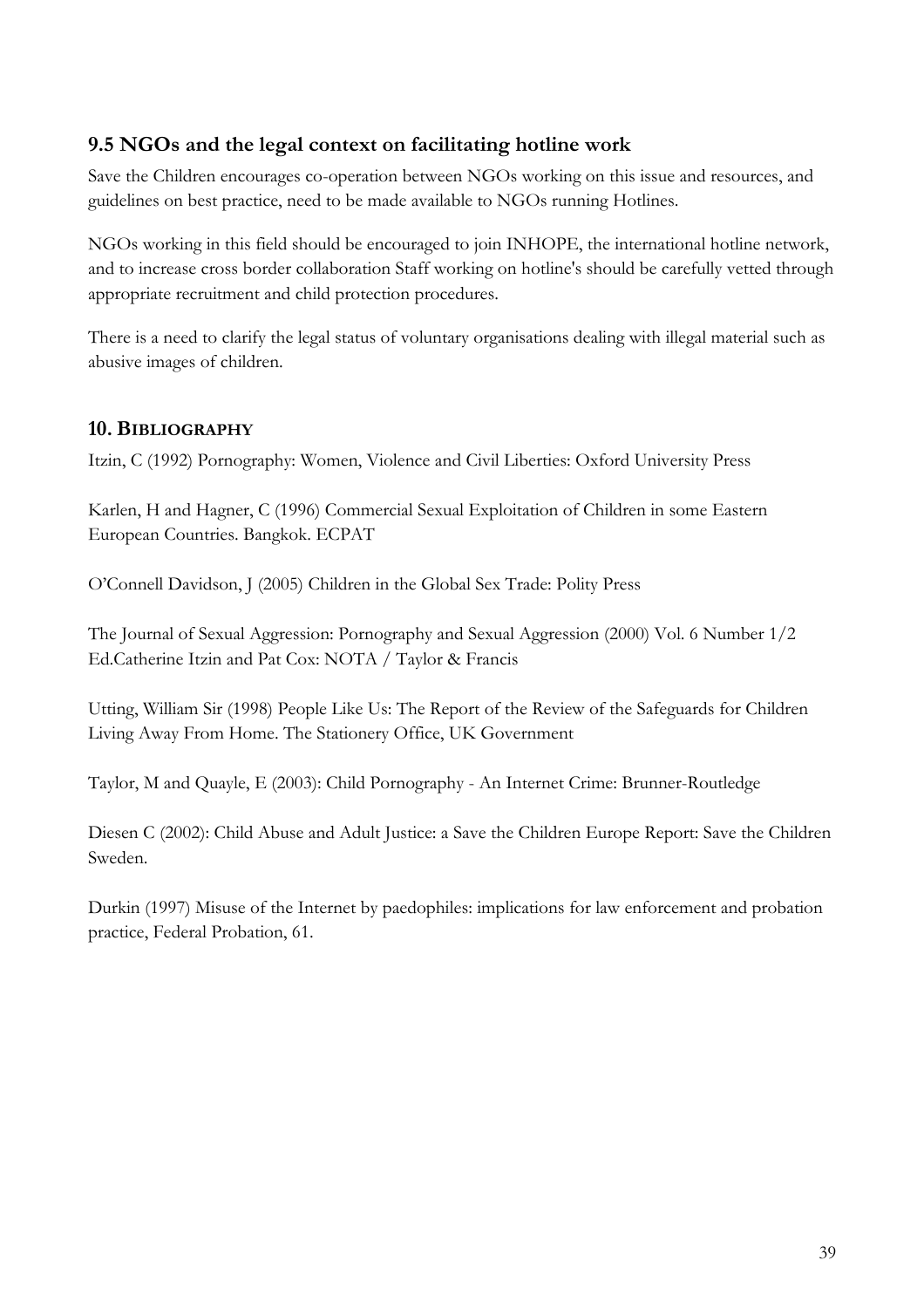## 9.5 NGOs and the legal context on facilitating hotline work

Save the Children encourages co-operation between NGOs working on this issue and resources, and guidelines on best practice, need to be made available to NGOs running Hotlines.

NGOs working in this field should be encouraged to join INHOPE, the international hotline network, and to increase cross border collaboration Staff working on hotline's should be carefully vetted through appropriate recruitment and child protection procedures.

There is a need to clarify the legal status of voluntary organisations dealing with illegal material such as abusive images of children.

## 10. Bibliography

Itzin, C (1992) Pornography: Women, Violence and Civil Liberties: Oxford University Press

Karlen, H and Hagner, C (1996) Commercial Sexual Exploitation of Children in some Eastern European Countries. Bangkok. ECPAT

O'Connell Davidson, J (2005) Children in the Global Sex Trade: Polity Press

The Journal of Sexual Aggression: Pornography and Sexual Aggression (2000) Vol. 6 Number 1/2 Ed.Catherine Itzin and Pat Cox: NOTA / Taylor & Francis

Utting, William Sir (1998) People Like Us: The Report of the Review of the Safeguards for Children Living Away From Home. The Stationery Office, UK Government

Taylor, M and Quayle, E (2003): Child Pornography - An Internet Crime: Brunner-Routledge

Diesen C (2002): Child Abuse and Adult Justice: a Save the Children Europe Report: Save the Children Sweden.

Durkin (1997) Misuse of the Internet by paedophiles: implications for law enforcement and probation practice, Federal Probation, 61.